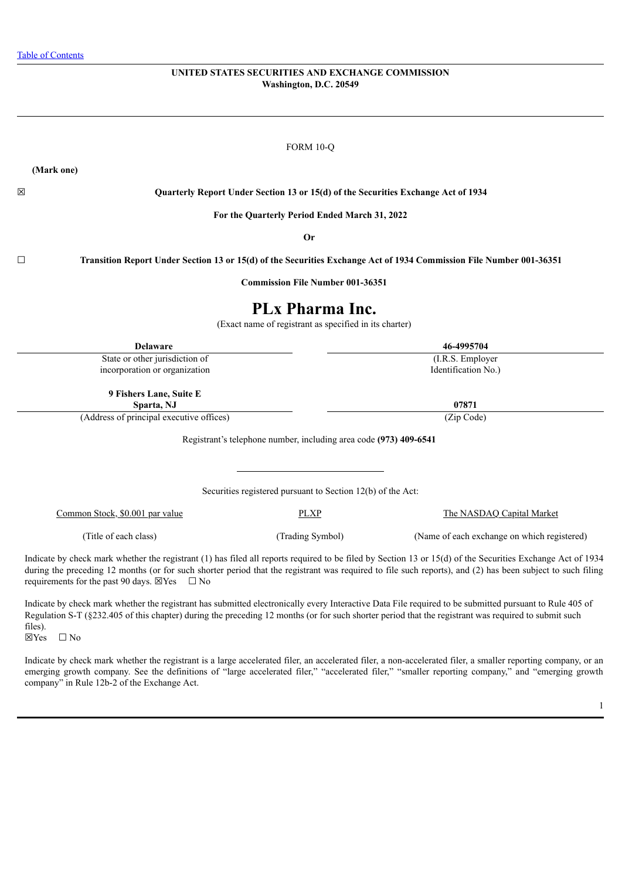Table of Contents

**UNITED STATES SECURITIES AND EXCHANGE COMMISSION**
**Washington, D.C. 20549**

FORM 10-Q

**(Mark one)**

☒ **Quarterly Report Under Section 13 or 15(d) of the Securities Exchange Act of 1934**

**For the Quarterly Period Ended March 31, 2022**

**Or**

☐ **Transition Report Under Section 13 or 15(d) of the Securities Exchange Act of 1934 Commission File Number 001-36351**

**Commission File Number 001-36351**

# PLx Pharma Inc.

(Exact name of registrant as specified in its charter)

| **Delaware** | **46-4995704** |
|---|---|
| State or other jurisdiction of incorporation or organization | (I.R.S. Employer Identification No.) |
| **9 Fishers Lane, Suite E Sparta, NJ** | **07871** |
| (Address of principal executive offices) | (Zip Code) |

Registrant's telephone number, including area code **(973) 409-6541**

Securities registered pursuant to Section 12(b) of the Act:

| Common Stock, $0.001 par value | PLXP | The NASDAQ Capital Market |
|---|---|---|
| (Title of each class) | (Trading Symbol) | (Name of each exchange on which registered) |

Indicate by check mark whether the registrant (1) has filed all reports required to be filed by Section 13 or 15(d) of the Securities Exchange Act of 1934 during the preceding 12 months (or for such shorter period that the registrant was required to file such reports), and (2) has been subject to such filing requirements for the past 90 days. ☒Yes ☐ No

Indicate by check mark whether the registrant has submitted electronically every Interactive Data File required to be submitted pursuant to Rule 405 of Regulation S-T (§232.405 of this chapter) during the preceding 12 months (or for such shorter period that the registrant was required to submit such files).
☒Yes ☐ No

Indicate by check mark whether the registrant is a large accelerated filer, an accelerated filer, a non-accelerated filer, a smaller reporting company, or an emerging growth company. See the definitions of "large accelerated filer," "accelerated filer," "smaller reporting company," and "emerging growth company" in Rule 12b-2 of the Exchange Act.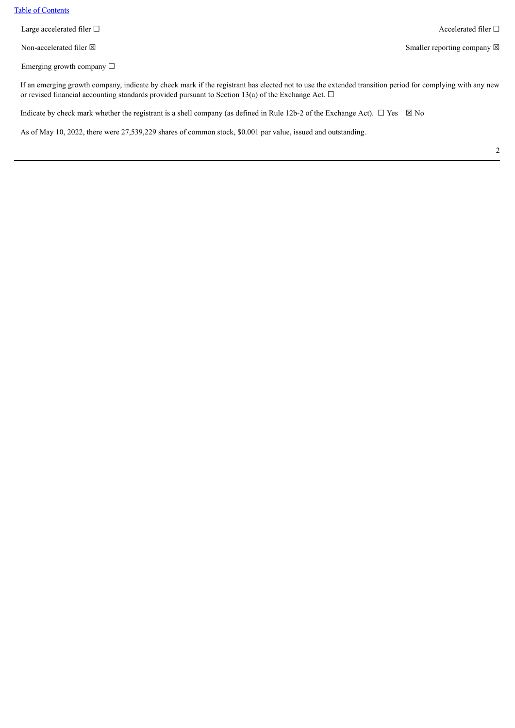[Table of Contents](#)

| | |
|---|---|
| Large accelerated filer ☐ | Accelerated filer ☐ |
| Non-accelerated filer ☒ | Smaller reporting company ☒ |
| Emerging growth company ☐ | |

If an emerging growth company, indicate by check mark if the registrant has elected not to use the extended transition period for complying with any new or revised financial accounting standards provided pursuant to Section 13(a) of the Exchange Act. ☐

Indicate by check mark whether the registrant is a shell company (as defined in Rule 12b-2 of the Exchange Act). ☐ Yes ☒ No

As of May 10, 2022, there were 27,539,229 shares of common stock, $0.001 par value, issued and outstanding.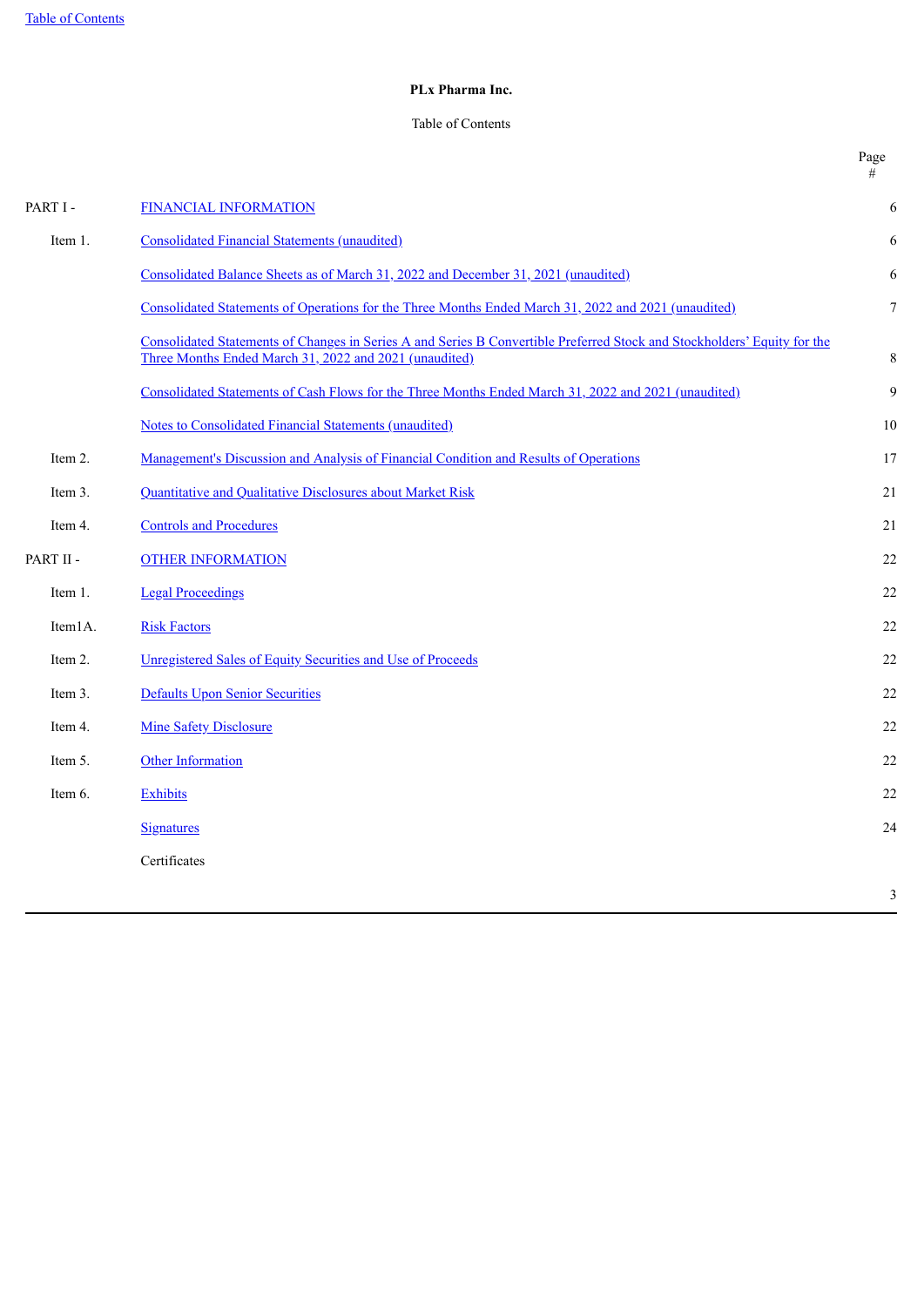# PLx Pharma Inc.

Table of Contents

| | | Page # |
|---|---|---|
| PART I - | FINANCIAL INFORMATION | 6 |
| Item 1. | Consolidated Financial Statements (unaudited) | 6 |
| | Consolidated Balance Sheets as of March 31, 2022 and December 31, 2021 (unaudited) | 6 |
| | Consolidated Statements of Operations for the Three Months Ended March 31, 2022 and 2021 (unaudited) | 7 |
| | Consolidated Statements of Changes in Series A and Series B Convertible Preferred Stock and Stockholders' Equity for the Three Months Ended March 31, 2022 and 2021 (unaudited) | 8 |
| | Consolidated Statements of Cash Flows for the Three Months Ended March 31, 2022 and 2021 (unaudited) | 9 |
| | Notes to Consolidated Financial Statements (unaudited) | 10 |
| Item 2. | Management's Discussion and Analysis of Financial Condition and Results of Operations | 17 |
| Item 3. | Quantitative and Qualitative Disclosures about Market Risk | 21 |
| Item 4. | Controls and Procedures | 21 |
| PART II - | OTHER INFORMATION | 22 |
| Item 1. | Legal Proceedings | 22 |
| Item1A. | Risk Factors | 22 |
| Item 2. | Unregistered Sales of Equity Securities and Use of Proceeds | 22 |
| Item 3. | Defaults Upon Senior Securities | 22 |
| Item 4. | Mine Safety Disclosure | 22 |
| Item 5. | Other Information | 22 |
| Item 6. | Exhibits | 22 |
| | Signatures | 24 |
| | Certificates | |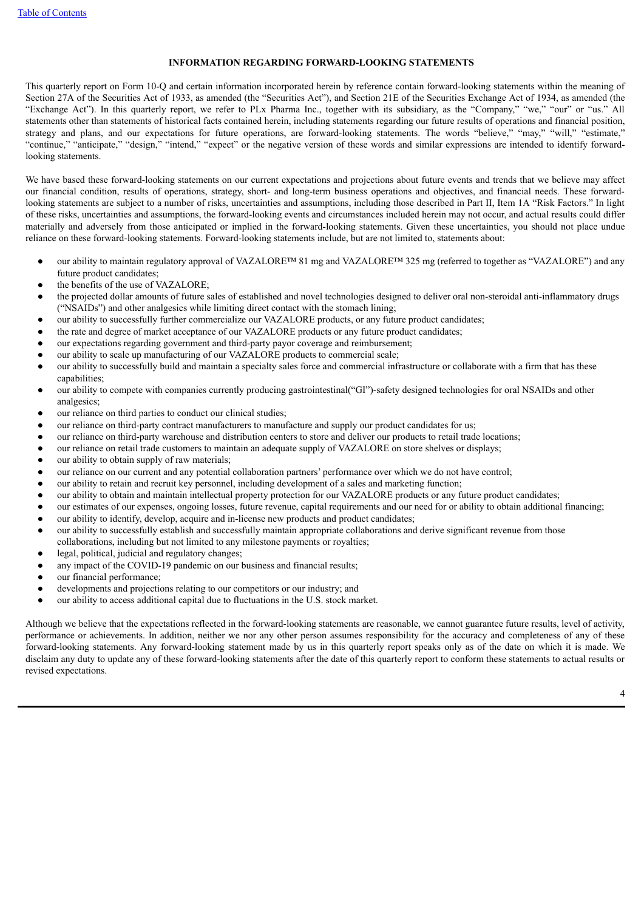## INFORMATION REGARDING FORWARD-LOOKING STATEMENTS

This quarterly report on Form 10-Q and certain information incorporated herein by reference contain forward-looking statements within the meaning of Section 27A of the Securities Act of 1933, as amended (the "Securities Act"), and Section 21E of the Securities Exchange Act of 1934, as amended (the "Exchange Act"). In this quarterly report, we refer to PLx Pharma Inc., together with its subsidiary, as the "Company," "we," "our" or "us." All statements other than statements of historical facts contained herein, including statements regarding our future results of operations and financial position, strategy and plans, and our expectations for future operations, are forward-looking statements. The words "believe," "may," "will," "estimate," "continue," "anticipate," "design," "intend," "expect" or the negative version of these words and similar expressions are intended to identify forward-looking statements.

We have based these forward-looking statements on our current expectations and projections about future events and trends that we believe may affect our financial condition, results of operations, strategy, short- and long-term business operations and objectives, and financial needs. These forward-looking statements are subject to a number of risks, uncertainties and assumptions, including those described in Part II, Item 1A "Risk Factors." In light of these risks, uncertainties and assumptions, the forward-looking events and circumstances included herein may not occur, and actual results could differ materially and adversely from those anticipated or implied in the forward-looking statements. Given these uncertainties, you should not place undue reliance on these forward-looking statements. Forward-looking statements include, but are not limited to, statements about:

- our ability to maintain regulatory approval of VAZALORE™ 81 mg and VAZALORE™ 325 mg (referred to together as "VAZALORE") and any future product candidates;
- the benefits of the use of VAZALORE;
- the projected dollar amounts of future sales of established and novel technologies designed to deliver oral non-steroidal anti-inflammatory drugs ("NSAIDs") and other analgesics while limiting direct contact with the stomach lining;
- our ability to successfully further commercialize our VAZALORE products, or any future product candidates;
- the rate and degree of market acceptance of our VAZALORE products or any future product candidates;
- our expectations regarding government and third-party payor coverage and reimbursement;
- our ability to scale up manufacturing of our VAZALORE products to commercial scale;
- our ability to successfully build and maintain a specialty sales force and commercial infrastructure or collaborate with a firm that has these capabilities;
- our ability to compete with companies currently producing gastrointestinal("GI")-safety designed technologies for oral NSAIDs and other analgesics;
- our reliance on third parties to conduct our clinical studies;
- our reliance on third-party contract manufacturers to manufacture and supply our product candidates for us;
- our reliance on third-party warehouse and distribution centers to store and deliver our products to retail trade locations;
- our reliance on retail trade customers to maintain an adequate supply of VAZALORE on store shelves or displays;
- our ability to obtain supply of raw materials;
- our reliance on our current and any potential collaboration partners' performance over which we do not have control;
- our ability to retain and recruit key personnel, including development of a sales and marketing function;
- our ability to obtain and maintain intellectual property protection for our VAZALORE products or any future product candidates;
- our estimates of our expenses, ongoing losses, future revenue, capital requirements and our need for or ability to obtain additional financing;
- our ability to identify, develop, acquire and in-license new products and product candidates;
- our ability to successfully establish and successfully maintain appropriate collaborations and derive significant revenue from those collaborations, including but not limited to any milestone payments or royalties;
- legal, political, judicial and regulatory changes;
- any impact of the COVID-19 pandemic on our business and financial results;
- our financial performance;
- developments and projections relating to our competitors or our industry; and
- our ability to access additional capital due to fluctuations in the U.S. stock market.

Although we believe that the expectations reflected in the forward-looking statements are reasonable, we cannot guarantee future results, level of activity, performance or achievements. In addition, neither we nor any other person assumes responsibility for the accuracy and completeness of any of these forward-looking statements. Any forward-looking statement made by us in this quarterly report speaks only as of the date on which it is made. We disclaim any duty to update any of these forward-looking statements after the date of this quarterly report to conform these statements to actual results or revised expectations.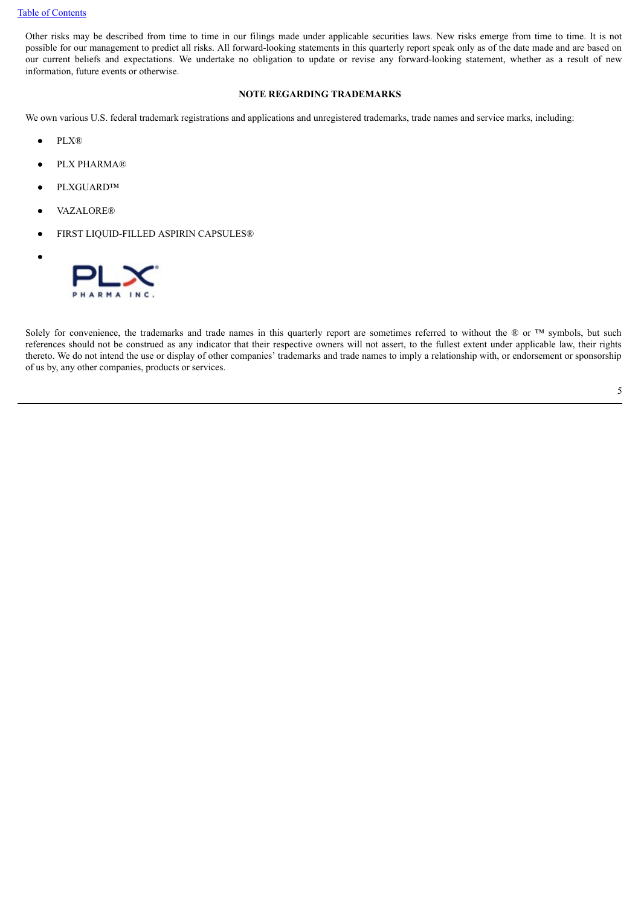Other risks may be described from time to time in our filings made under applicable securities laws. New risks emerge from time to time. It is not possible for our management to predict all risks. All forward-looking statements in this quarterly report speak only as of the date made and are based on our current beliefs and expectations. We undertake no obligation to update or revise any forward-looking statement, whether as a result of new information, future events or otherwise.

**NOTE REGARDING TRADEMARKS**

We own various U.S. federal trademark registrations and applications and unregistered trademarks, trade names and service marks, including:

- PLX®
- PLX PHARMA®
- PLXGUARD™
- VAZALORE®
- FIRST LIQUID-FILLED ASPIRIN CAPSULES®
- PLX® PHARMA INC.

Solely for convenience, the trademarks and trade names in this quarterly report are sometimes referred to without the ® or ™ symbols, but such references should not be construed as any indicator that their respective owners will not assert, to the fullest extent under applicable law, their rights thereto. We do not intend the use or display of other companies' trademarks and trade names to imply a relationship with, or endorsement or sponsorship of us by, any other companies, products or services.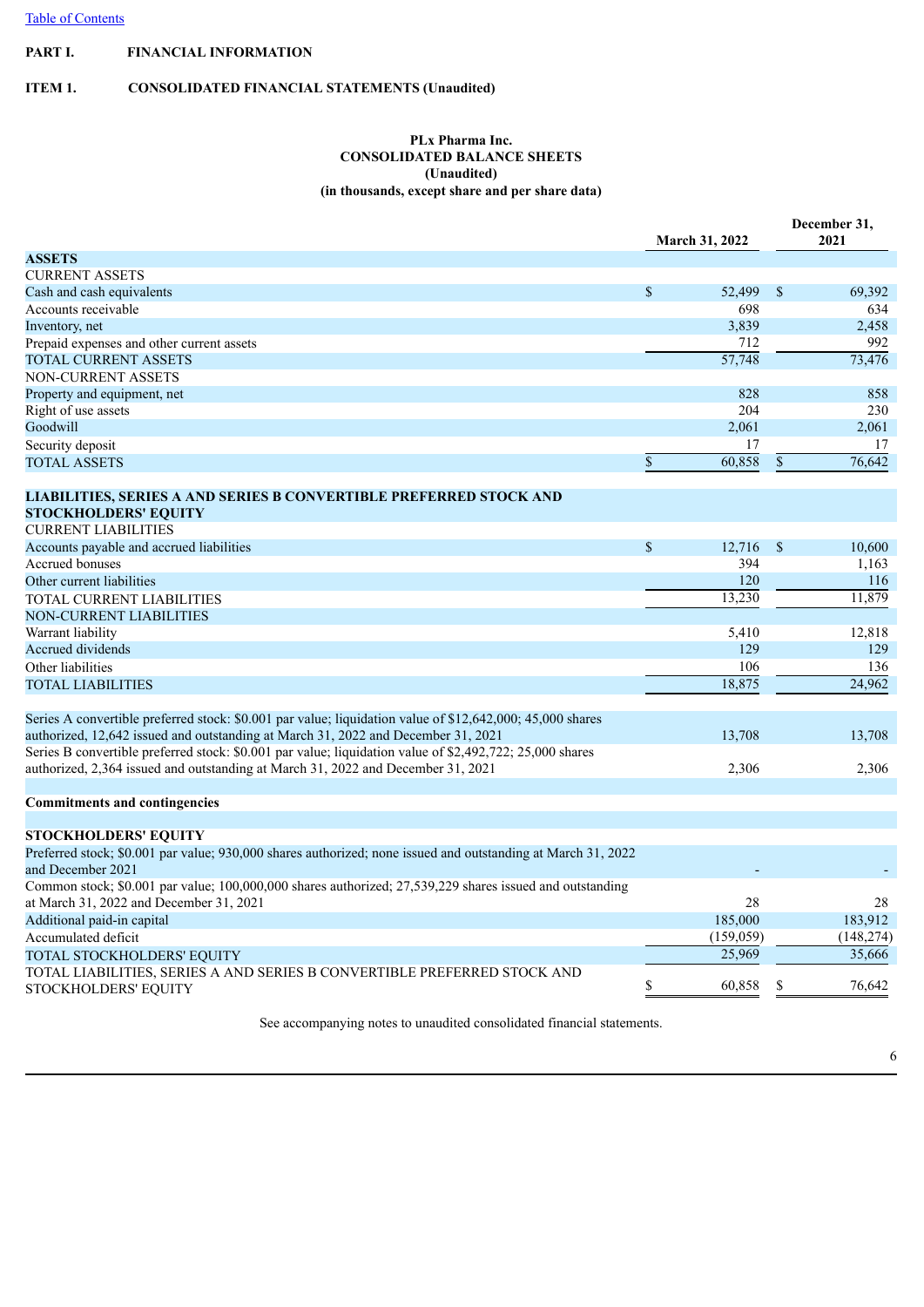[Table of Contents](#)

**PART I. FINANCIAL INFORMATION**

**ITEM 1. CONSOLIDATED FINANCIAL STATEMENTS (Unaudited)**

**PLx Pharma Inc.**
**CONSOLIDATED BALANCE SHEETS**
**(Unaudited)**
**(in thousands, except share and per share data)**

| | March 31, 2022 | December 31, 2021 |
|---|---|---|
| **ASSETS** | | |
| CURRENT ASSETS | | |
| Cash and cash equivalents | $ 52,499 | $ 69,392 |
| Accounts receivable | 698 | 634 |
| Inventory, net | 3,839 | 2,458 |
| Prepaid expenses and other current assets | 712 | 992 |
| TOTAL CURRENT ASSETS | 57,748 | 73,476 |
| NON-CURRENT ASSETS | | |
| Property and equipment, net | 828 | 858 |
| Right of use assets | 204 | 230 |
| Goodwill | 2,061 | 2,061 |
| Security deposit | 17 | 17 |
| TOTAL ASSETS | $ 60,858 | $ 76,642 |
| **LIABILITIES, SERIES A AND SERIES B CONVERTIBLE PREFERRED STOCK AND STOCKHOLDERS' EQUITY** | | |
| CURRENT LIABILITIES | | |
| Accounts payable and accrued liabilities | $ 12,716 | $ 10,600 |
| Accrued bonuses | 394 | 1,163 |
| Other current liabilities | 120 | 116 |
| TOTAL CURRENT LIABILITIES | 13,230 | 11,879 |
| NON-CURRENT LIABILITIES | | |
| Warrant liability | 5,410 | 12,818 |
| Accrued dividends | 129 | 129 |
| Other liabilities | 106 | 136 |
| TOTAL LIABILITIES | 18,875 | 24,962 |
| Series A convertible preferred stock: $0.001 par value; liquidation value of $12,642,000; 45,000 shares authorized, 12,642 issued and outstanding at March 31, 2022 and December 31, 2021 | 13,708 | 13,708 |
| Series B convertible preferred stock: $0.001 par value; liquidation value of $2,492,722; 25,000 shares authorized, 2,364 issued and outstanding at March 31, 2022 and December 31, 2021 | 2,306 | 2,306 |
| **Commitments and contingencies** | | |
| **STOCKHOLDERS' EQUITY** | | |
| Preferred stock; $0.001 par value; 930,000 shares authorized; none issued and outstanding at March 31, 2022 and December 2021 | - | - |
| Common stock; $0.001 par value; 100,000,000 shares authorized; 27,539,229 shares issued and outstanding at March 31, 2022 and December 31, 2021 | 28 | 28 |
| Additional paid-in capital | 185,000 | 183,912 |
| Accumulated deficit | (159,059) | (148,274) |
| TOTAL STOCKHOLDERS' EQUITY | 25,969 | 35,666 |
| TOTAL LIABILITIES, SERIES A AND SERIES B CONVERTIBLE PREFERRED STOCK AND STOCKHOLDERS' EQUITY | $ 60,858 | $ 76,642 |

See accompanying notes to unaudited consolidated financial statements.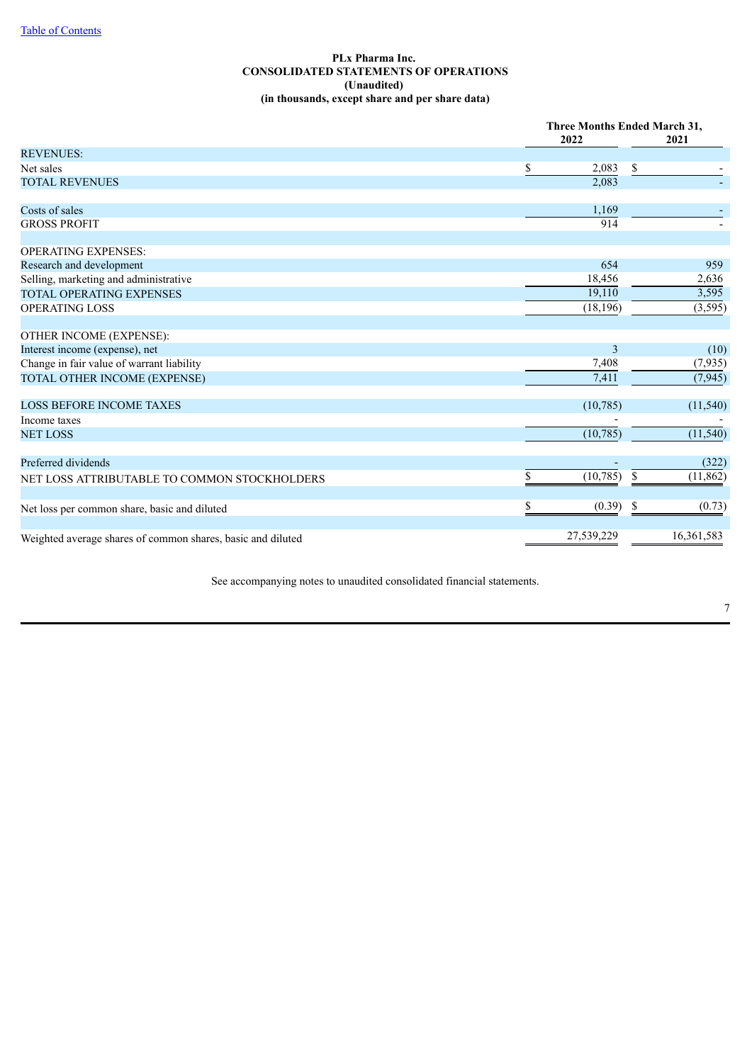[Table of Contents]

**PLx Pharma Inc.**
**CONSOLIDATED STATEMENTS OF OPERATIONS**
**(Unaudited)**
**(in thousands, except share and per share data)**

| | Three Months Ended March 31, | |
|---|---|---|
| | 2022 | 2021 |
| REVENUES: | | |
| Net sales | $ 2,083 | $ - |
| TOTAL REVENUES | 2,083 | - |
| | | |
| Costs of sales | 1,169 | - |
| GROSS PROFIT | 914 | - |
| | | |
| OPERATING EXPENSES: | | |
| Research and development | 654 | 959 |
| Selling, marketing and administrative | 18,456 | 2,636 |
| TOTAL OPERATING EXPENSES | 19,110 | 3,595 |
| OPERATING LOSS | (18,196) | (3,595) |
| | | |
| OTHER INCOME (EXPENSE): | | |
| Interest income (expense), net | 3 | (10) |
| Change in fair value of warrant liability | 7,408 | (7,935) |
| TOTAL OTHER INCOME (EXPENSE) | 7,411 | (7,945) |
| | | |
| LOSS BEFORE INCOME TAXES | (10,785) | (11,540) |
| Income taxes | - | - |
| NET LOSS | (10,785) | (11,540) |
| | | |
| Preferred dividends | - | (322) |
| NET LOSS ATTRIBUTABLE TO COMMON STOCKHOLDERS | $ (10,785) | $ (11,862) |
| | | |
| Net loss per common share, basic and diluted | $ (0.39) | $ (0.73) |
| | | |
| Weighted average shares of common shares, basic and diluted | 27,539,229 | 16,361,583 |

See accompanying notes to unaudited consolidated financial statements.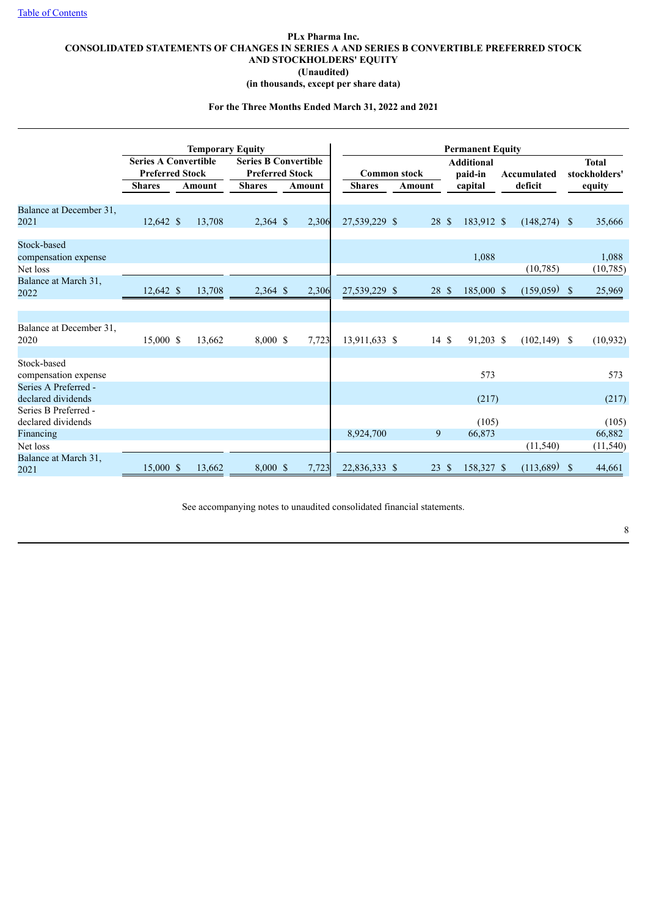Table of Contents

**PLx Pharma Inc.**
**CONSOLIDATED STATEMENTS OF CHANGES IN SERIES A AND SERIES B CONVERTIBLE PREFERRED STOCK AND STOCKHOLDERS' EQUITY**
**(Unaudited)**
**(in thousands, except per share data)**

**For the Three Months Ended March 31, 2022 and 2021**

| | Temporary Equity | | | | Permanent Equity | | | | |
|---|---|---|---|---|---|---|---|---|---|
| | Series A Convertible Preferred Stock | | Series B Convertible Preferred Stock | | Common stock | | Additional paid-in capital | Accumulated deficit | Total stockholders' equity |
| | Shares | Amount | Shares | Amount | Shares | Amount | | | |
| Balance at December 31, 2021 | 12,642 | $ 13,708 | 2,364 | $ 2,306 | 27,539,229 | $ 28 | $ 183,912 | $ (148,274) | $ 35,666 |
| Stock-based compensation expense | | | | | | | 1,088 | | 1,088 |
| Net loss | | | | | | | | (10,785) | (10,785) |
| Balance at March 31, 2022 | 12,642 | $ 13,708 | 2,364 | $ 2,306 | 27,539,229 | $ 28 | $ 185,000 | $ (159,059) | $ 25,969 |
| | | | | | | | | | |
| Balance at December 31, 2020 | 15,000 | $ 13,662 | 8,000 | $ 7,723 | 13,911,633 | $ 14 | $ 91,203 | $ (102,149) | $ (10,932) |
| Stock-based compensation expense | | | | | | | 573 | | 573 |
| Series A Preferred - declared dividends | | | | | | | (217) | | (217) |
| Series B Preferred - declared dividends | | | | | | | (105) | | (105) |
| Financing | | | | | 8,924,700 | 9 | 66,873 | | 66,882 |
| Net loss | | | | | | | | (11,540) | (11,540) |
| Balance at March 31, 2021 | 15,000 | $ 13,662 | 8,000 | $ 7,723 | 22,836,333 | $ 23 | $ 158,327 | $ (113,689) | $ 44,661 |

See accompanying notes to unaudited consolidated financial statements.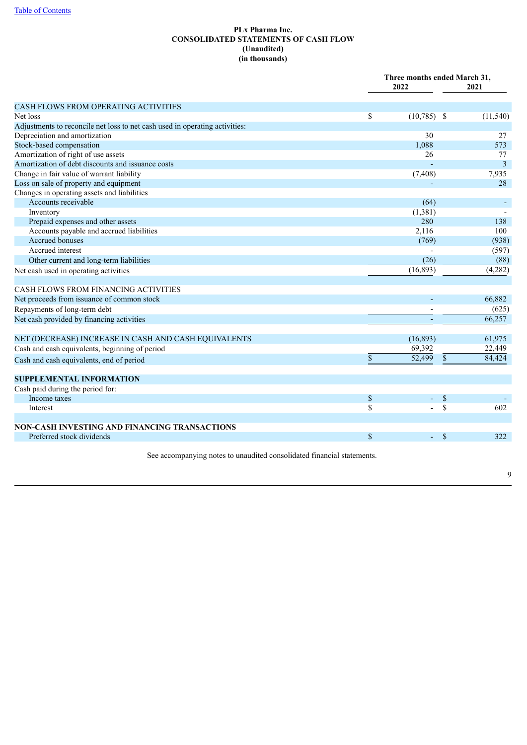**PLx Pharma Inc.**
**CONSOLIDATED STATEMENTS OF CASH FLOW**
**(Unaudited)**
**(in thousands)**

| | Three months ended March 31, | |
|---|---|---|
| | 2022 | 2021 |
| CASH FLOWS FROM OPERATING ACTIVITIES | | |
| Net loss | $ (10,785) | $ (11,540) |
| Adjustments to reconcile net loss to net cash used in operating activities: | | |
| Depreciation and amortization | 30 | 27 |
| Stock-based compensation | 1,088 | 573 |
| Amortization of right of use assets | 26 | 77 |
| Amortization of debt discounts and issuance costs | - | 3 |
| Change in fair value of warrant liability | (7,408) | 7,935 |
| Loss on sale of property and equipment | - | 28 |
| Changes in operating assets and liabilities | | |
| Accounts receivable | (64) | - |
| Inventory | (1,381) | - |
| Prepaid expenses and other assets | 280 | 138 |
| Accounts payable and accrued liabilities | 2,116 | 100 |
| Accrued bonuses | (769) | (938) |
| Accrued interest | - | (597) |
| Other current and long-term liabilities | (26) | (88) |
| Net cash used in operating activities | (16,893) | (4,282) |
| | | |
| CASH FLOWS FROM FINANCING ACTIVITIES | | |
| Net proceeds from issuance of common stock | - | 66,882 |
| Repayments of long-term debt | - | (625) |
| Net cash provided by financing activities | - | 66,257 |
| | | |
| NET (DECREASE) INCREASE IN CASH AND CASH EQUIVALENTS | (16,893) | 61,975 |
| Cash and cash equivalents, beginning of period | 69,392 | 22,449 |
| Cash and cash equivalents, end of period | $ 52,499 | $ 84,424 |
| | | |
| **SUPPLEMENTAL INFORMATION** | | |
| Cash paid during the period for: | | |
| Income taxes | $ - | $ - |
| Interest | $ - | $ 602 |
| | | |
| **NON-CASH INVESTING AND FINANCING TRANSACTIONS** | | |
| Preferred stock dividends | $ - | $ 322 |

See accompanying notes to unaudited consolidated financial statements.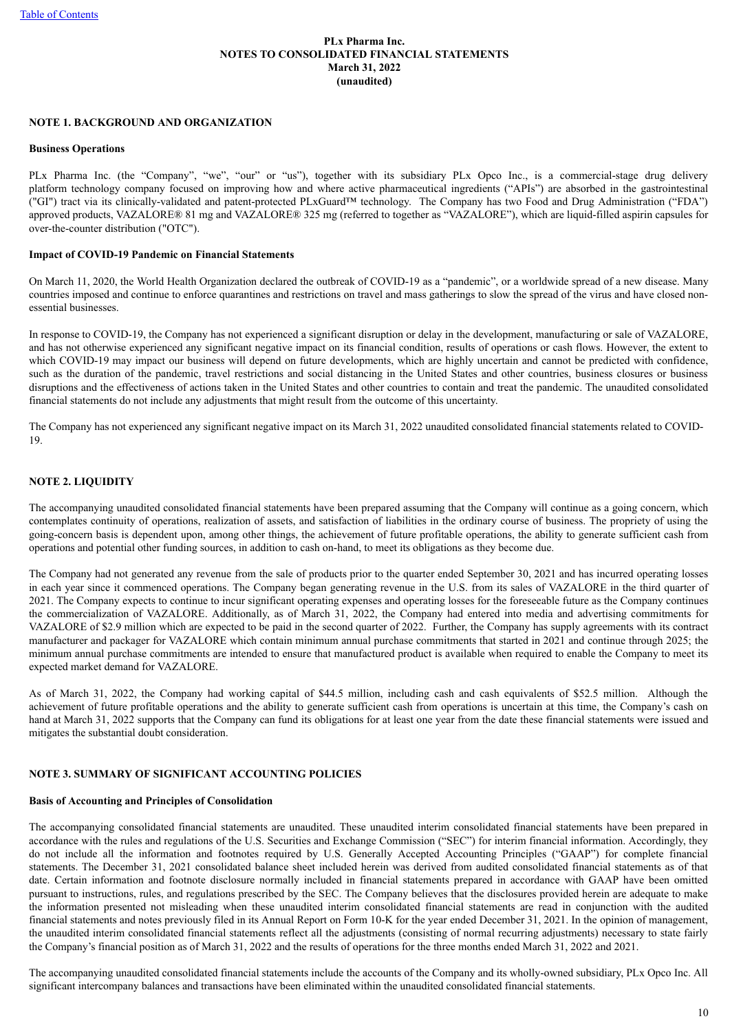**PLx Pharma Inc.**
**NOTES TO CONSOLIDATED FINANCIAL STATEMENTS**
**March 31, 2022**
**(unaudited)**

## NOTE 1. BACKGROUND AND ORGANIZATION

### Business Operations

PLx Pharma Inc. (the "Company", "we", "our" or "us"), together with its subsidiary PLx Opco Inc., is a commercial-stage drug delivery platform technology company focused on improving how and where active pharmaceutical ingredients ("APIs") are absorbed in the gastrointestinal ("GI") tract via its clinically-validated and patent-protected PLxGuard™ technology. The Company has two Food and Drug Administration ("FDA") approved products, VAZALORE® 81 mg and VAZALORE® 325 mg (referred to together as "VAZALORE"), which are liquid-filled aspirin capsules for over-the-counter distribution ("OTC").

### Impact of COVID-19 Pandemic on Financial Statements

On March 11, 2020, the World Health Organization declared the outbreak of COVID-19 as a "pandemic", or a worldwide spread of a new disease. Many countries imposed and continue to enforce quarantines and restrictions on travel and mass gatherings to slow the spread of the virus and have closed non-essential businesses.

In response to COVID-19, the Company has not experienced a significant disruption or delay in the development, manufacturing or sale of VAZALORE, and has not otherwise experienced any significant negative impact on its financial condition, results of operations or cash flows. However, the extent to which COVID-19 may impact our business will depend on future developments, which are highly uncertain and cannot be predicted with confidence, such as the duration of the pandemic, travel restrictions and social distancing in the United States and other countries, business closures or business disruptions and the effectiveness of actions taken in the United States and other countries to contain and treat the pandemic. The unaudited consolidated financial statements do not include any adjustments that might result from the outcome of this uncertainty.

The Company has not experienced any significant negative impact on its March 31, 2022 unaudited consolidated financial statements related to COVID-19.

## NOTE 2. LIQUIDITY

The accompanying unaudited consolidated financial statements have been prepared assuming that the Company will continue as a going concern, which contemplates continuity of operations, realization of assets, and satisfaction of liabilities in the ordinary course of business. The propriety of using the going-concern basis is dependent upon, among other things, the achievement of future profitable operations, the ability to generate sufficient cash from operations and potential other funding sources, in addition to cash on-hand, to meet its obligations as they become due.

The Company had not generated any revenue from the sale of products prior to the quarter ended September 30, 2021 and has incurred operating losses in each year since it commenced operations. The Company began generating revenue in the U.S. from its sales of VAZALORE in the third quarter of 2021. The Company expects to continue to incur significant operating expenses and operating losses for the foreseeable future as the Company continues the commercialization of VAZALORE. Additionally, as of March 31, 2022, the Company had entered into media and advertising commitments for VAZALORE of $2.9 million which are expected to be paid in the second quarter of 2022. Further, the Company has supply agreements with its contract manufacturer and packager for VAZALORE which contain minimum annual purchase commitments that started in 2021 and continue through 2025; the minimum annual purchase commitments are intended to ensure that manufactured product is available when required to enable the Company to meet its expected market demand for VAZALORE.

As of March 31, 2022, the Company had working capital of $44.5 million, including cash and cash equivalents of $52.5 million. Although the achievement of future profitable operations and the ability to generate sufficient cash from operations is uncertain at this time, the Company's cash on hand at March 31, 2022 supports that the Company can fund its obligations for at least one year from the date these financial statements were issued and mitigates the substantial doubt consideration.

## NOTE 3. SUMMARY OF SIGNIFICANT ACCOUNTING POLICIES

### Basis of Accounting and Principles of Consolidation

The accompanying consolidated financial statements are unaudited. These unaudited interim consolidated financial statements have been prepared in accordance with the rules and regulations of the U.S. Securities and Exchange Commission ("SEC") for interim financial information. Accordingly, they do not include all the information and footnotes required by U.S. Generally Accepted Accounting Principles ("GAAP") for complete financial statements. The December 31, 2021 consolidated balance sheet included herein was derived from audited consolidated financial statements as of that date. Certain information and footnote disclosure normally included in financial statements prepared in accordance with GAAP have been omitted pursuant to instructions, rules, and regulations prescribed by the SEC. The Company believes that the disclosures provided herein are adequate to make the information presented not misleading when these unaudited interim consolidated financial statements are read in conjunction with the audited financial statements and notes previously filed in its Annual Report on Form 10-K for the year ended December 31, 2021. In the opinion of management, the unaudited interim consolidated financial statements reflect all the adjustments (consisting of normal recurring adjustments) necessary to state fairly the Company's financial position as of March 31, 2022 and the results of operations for the three months ended March 31, 2022 and 2021.

The accompanying unaudited consolidated financial statements include the accounts of the Company and its wholly-owned subsidiary, PLx Opco Inc. All significant intercompany balances and transactions have been eliminated within the unaudited consolidated financial statements.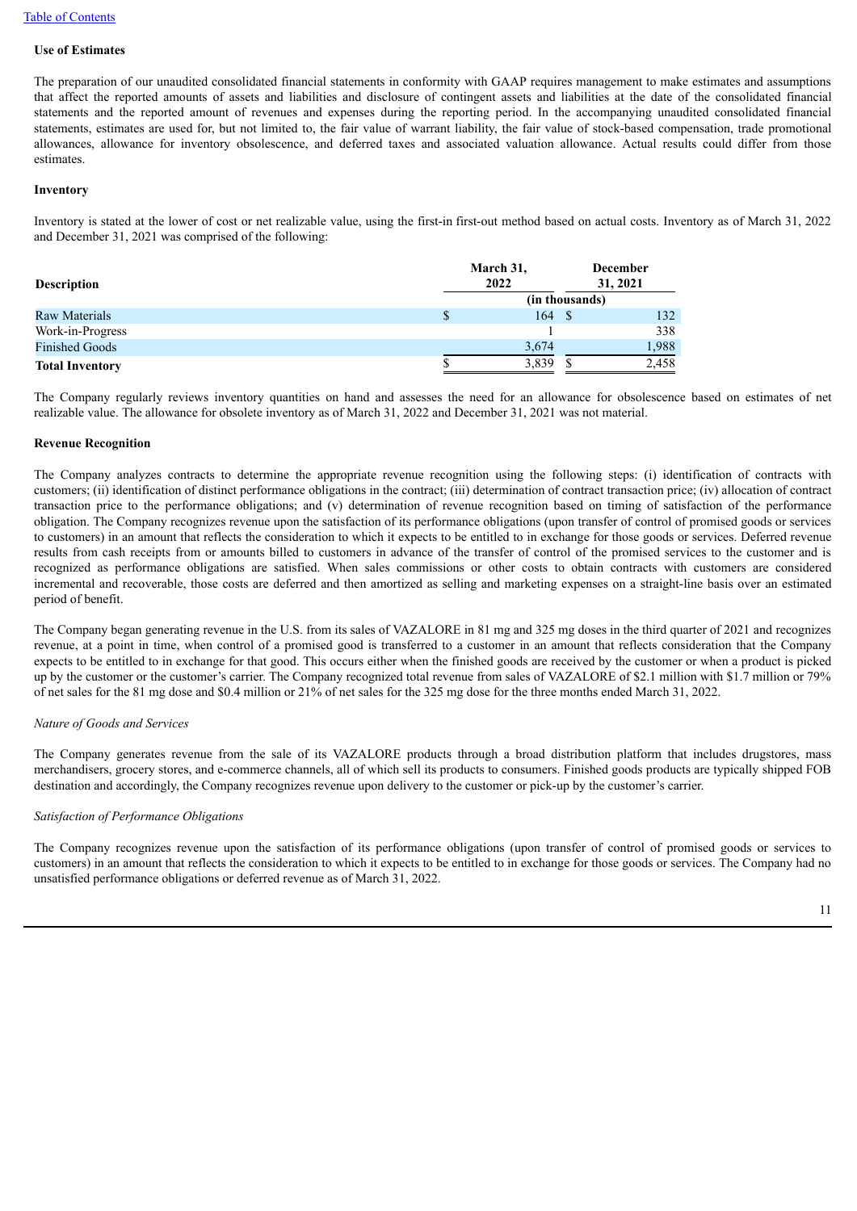**Use of Estimates**

The preparation of our unaudited consolidated financial statements in conformity with GAAP requires management to make estimates and assumptions that affect the reported amounts of assets and liabilities and disclosure of contingent assets and liabilities at the date of the consolidated financial statements and the reported amount of revenues and expenses during the reporting period. In the accompanying unaudited consolidated financial statements, estimates are used for, but not limited to, the fair value of warrant liability, the fair value of stock-based compensation, trade promotional allowances, allowance for inventory obsolescence, and deferred taxes and associated valuation allowance. Actual results could differ from those estimates.

**Inventory**

Inventory is stated at the lower of cost or net realizable value, using the first-in first-out method based on actual costs. Inventory as of March 31, 2022 and December 31, 2021 was comprised of the following:

| Description | March 31, 2022 | December 31, 2021 |
|---|---|---|
| | (in thousands) | |
| Raw Materials | $ 164 | $ 132 |
| Work-in-Progress | 1 | 338 |
| Finished Goods | 3,674 | 1,988 |
| **Total Inventory** | $ 3,839 | $ 2,458 |

The Company regularly reviews inventory quantities on hand and assesses the need for an allowance for obsolescence based on estimates of net realizable value. The allowance for obsolete inventory as of March 31, 2022 and December 31, 2021 was not material.

**Revenue Recognition**

The Company analyzes contracts to determine the appropriate revenue recognition using the following steps: (i) identification of contracts with customers; (ii) identification of distinct performance obligations in the contract; (iii) determination of contract transaction price; (iv) allocation of contract transaction price to the performance obligations; and (v) determination of revenue recognition based on timing of satisfaction of the performance obligation. The Company recognizes revenue upon the satisfaction of its performance obligations (upon transfer of control of promised goods or services to customers) in an amount that reflects the consideration to which it expects to be entitled to in exchange for those goods or services. Deferred revenue results from cash receipts from or amounts billed to customers in advance of the transfer of control of the promised services to the customer and is recognized as performance obligations are satisfied. When sales commissions or other costs to obtain contracts with customers are considered incremental and recoverable, those costs are deferred and then amortized as selling and marketing expenses on a straight-line basis over an estimated period of benefit.

The Company began generating revenue in the U.S. from its sales of VAZALORE in 81 mg and 325 mg doses in the third quarter of 2021 and recognizes revenue, at a point in time, when control of a promised good is transferred to a customer in an amount that reflects consideration that the Company expects to be entitled to in exchange for that good. This occurs either when the finished goods are received by the customer or when a product is picked up by the customer or the customer's carrier. The Company recognized total revenue from sales of VAZALORE of $2.1 million with $1.7 million or 79% of net sales for the 81 mg dose and $0.4 million or 21% of net sales for the 325 mg dose for the three months ended March 31, 2022.

*Nature of Goods and Services*

The Company generates revenue from the sale of its VAZALORE products through a broad distribution platform that includes drugstores, mass merchandisers, grocery stores, and e-commerce channels, all of which sell its products to consumers. Finished goods products are typically shipped FOB destination and accordingly, the Company recognizes revenue upon delivery to the customer or pick-up by the customer's carrier.

*Satisfaction of Performance Obligations*

The Company recognizes revenue upon the satisfaction of its performance obligations (upon transfer of control of promised goods or services to customers) in an amount that reflects the consideration to which it expects to be entitled to in exchange for those goods or services. The Company had no unsatisfied performance obligations or deferred revenue as of March 31, 2022.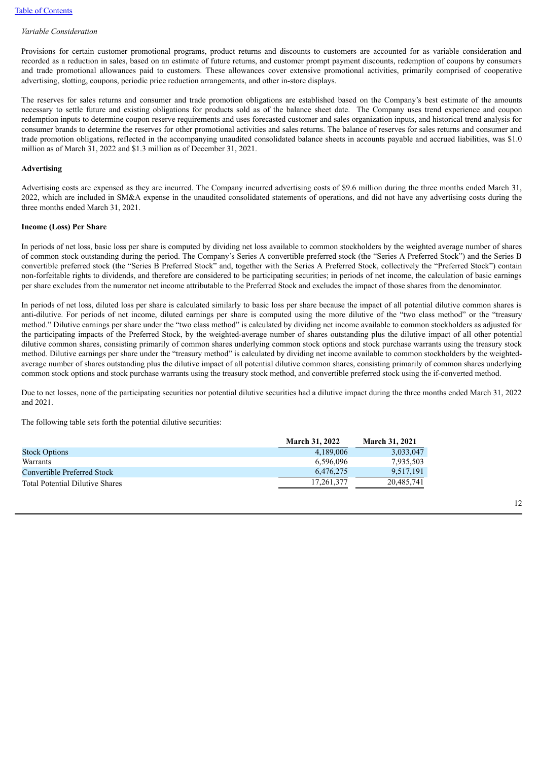*Variable Consideration*

Provisions for certain customer promotional programs, product returns and discounts to customers are accounted for as variable consideration and recorded as a reduction in sales, based on an estimate of future returns, and customer prompt payment discounts, redemption of coupons by consumers and trade promotional allowances paid to customers. These allowances cover extensive promotional activities, primarily comprised of cooperative advertising, slotting, coupons, periodic price reduction arrangements, and other in-store displays.

The reserves for sales returns and consumer and trade promotion obligations are established based on the Company's best estimate of the amounts necessary to settle future and existing obligations for products sold as of the balance sheet date. The Company uses trend experience and coupon redemption inputs to determine coupon reserve requirements and uses forecasted customer and sales organization inputs, and historical trend analysis for consumer brands to determine the reserves for other promotional activities and sales returns. The balance of reserves for sales returns and consumer and trade promotion obligations, reflected in the accompanying unaudited consolidated balance sheets in accounts payable and accrued liabilities, was $1.0 million as of March 31, 2022 and $1.3 million as of December 31, 2021.

**Advertising**

Advertising costs are expensed as they are incurred. The Company incurred advertising costs of $9.6 million during the three months ended March 31, 2022, which are included in SM&A expense in the unaudited consolidated statements of operations, and did not have any advertising costs during the three months ended March 31, 2021.

**Income (Loss) Per Share**

In periods of net loss, basic loss per share is computed by dividing net loss available to common stockholders by the weighted average number of shares of common stock outstanding during the period. The Company's Series A convertible preferred stock (the "Series A Preferred Stock") and the Series B convertible preferred stock (the "Series B Preferred Stock" and, together with the Series A Preferred Stock, collectively the "Preferred Stock") contain non-forfeitable rights to dividends, and therefore are considered to be participating securities; in periods of net income, the calculation of basic earnings per share excludes from the numerator net income attributable to the Preferred Stock and excludes the impact of those shares from the denominator.

In periods of net loss, diluted loss per share is calculated similarly to basic loss per share because the impact of all potential dilutive common shares is anti-dilutive. For periods of net income, diluted earnings per share is computed using the more dilutive of the "two class method" or the "treasury method." Dilutive earnings per share under the "two class method" is calculated by dividing net income available to common stockholders as adjusted for the participating impacts of the Preferred Stock, by the weighted-average number of shares outstanding plus the dilutive impact of all other potential dilutive common shares, consisting primarily of common shares underlying common stock options and stock purchase warrants using the treasury stock method. Dilutive earnings per share under the "treasury method" is calculated by dividing net income available to common stockholders by the weighted-average number of shares outstanding plus the dilutive impact of all potential dilutive common shares, consisting primarily of common shares underlying common stock options and stock purchase warrants using the treasury stock method, and convertible preferred stock using the if-converted method.

Due to net losses, none of the participating securities nor potential dilutive securities had a dilutive impact during the three months ended March 31, 2022 and 2021.

The following table sets forth the potential dilutive securities:

| | March 31, 2022 | March 31, 2021 |
|---|---|---|
| Stock Options | 4,189,006 | 3,033,047 |
| Warrants | 6,596,096 | 7,935,503 |
| Convertible Preferred Stock | 6,476,275 | 9,517,191 |
| Total Potential Dilutive Shares | 17,261,377 | 20,485,741 |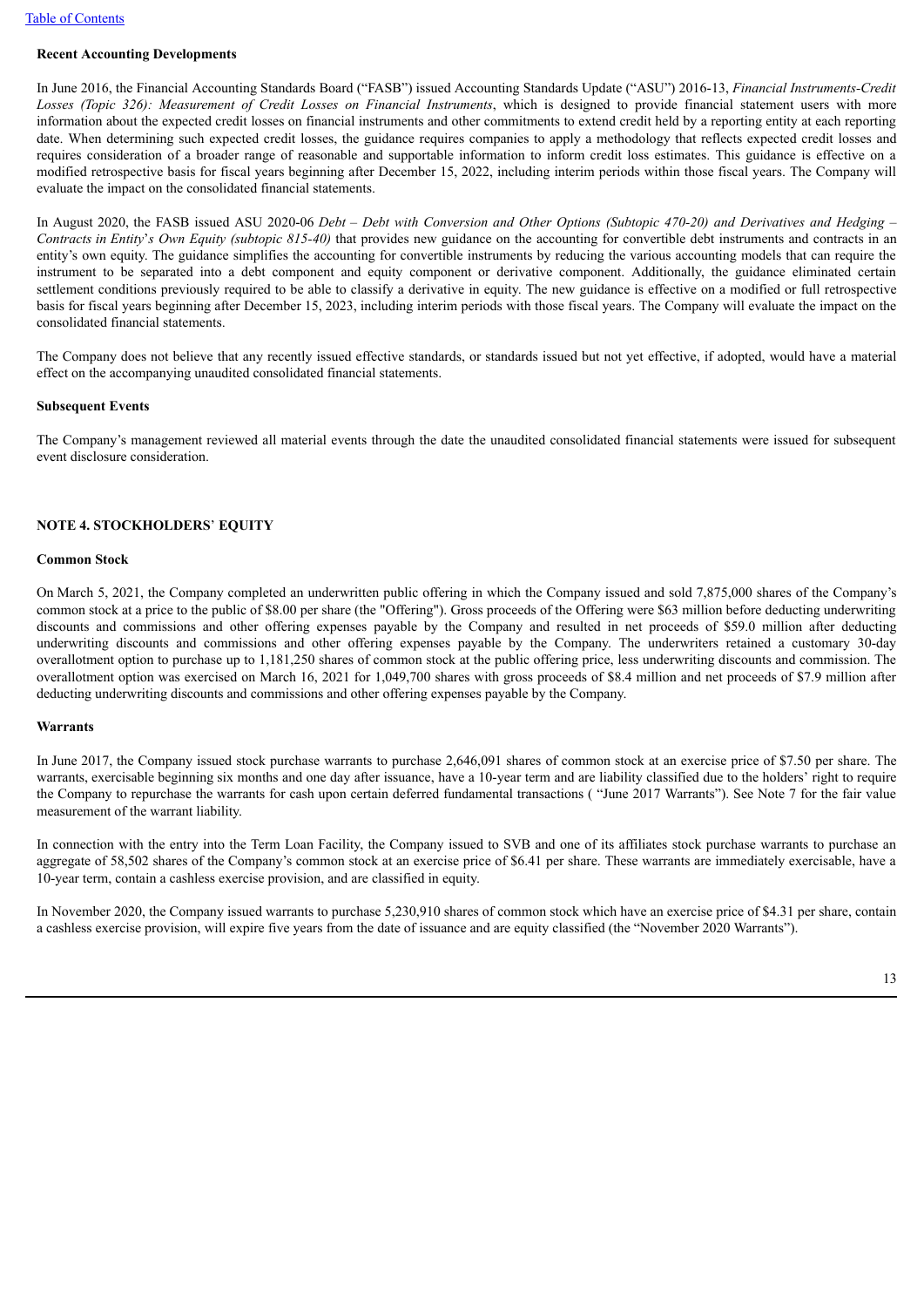**Recent Accounting Developments**

In June 2016, the Financial Accounting Standards Board ("FASB") issued Accounting Standards Update ("ASU") 2016-13, *Financial Instruments-Credit Losses (Topic 326): Measurement of Credit Losses on Financial Instruments*, which is designed to provide financial statement users with more information about the expected credit losses on financial instruments and other commitments to extend credit held by a reporting entity at each reporting date. When determining such expected credit losses, the guidance requires companies to apply a methodology that reflects expected credit losses and requires consideration of a broader range of reasonable and supportable information to inform credit loss estimates. This guidance is effective on a modified retrospective basis for fiscal years beginning after December 15, 2022, including interim periods within those fiscal years. The Company will evaluate the impact on the consolidated financial statements.

In August 2020, the FASB issued ASU 2020-06 *Debt – Debt with Conversion and Other Options (Subtopic 470-20) and Derivatives and Hedging – Contracts in Entity*'*s Own Equity (subtopic 815-40)* that provides new guidance on the accounting for convertible debt instruments and contracts in an entity's own equity. The guidance simplifies the accounting for convertible instruments by reducing the various accounting models that can require the instrument to be separated into a debt component and equity component or derivative component. Additionally, the guidance eliminated certain settlement conditions previously required to be able to classify a derivative in equity. The new guidance is effective on a modified or full retrospective basis for fiscal years beginning after December 15, 2023, including interim periods with those fiscal years. The Company will evaluate the impact on the consolidated financial statements.

The Company does not believe that any recently issued effective standards, or standards issued but not yet effective, if adopted, would have a material effect on the accompanying unaudited consolidated financial statements.

**Subsequent Events**

The Company's management reviewed all material events through the date the unaudited consolidated financial statements were issued for subsequent event disclosure consideration.

**NOTE 4. STOCKHOLDERS' EQUITY**

**Common Stock**

On March 5, 2021, the Company completed an underwritten public offering in which the Company issued and sold 7,875,000 shares of the Company's common stock at a price to the public of $8.00 per share (the "Offering"). Gross proceeds of the Offering were $63 million before deducting underwriting discounts and commissions and other offering expenses payable by the Company and resulted in net proceeds of $59.0 million after deducting underwriting discounts and commissions and other offering expenses payable by the Company. The underwriters retained a customary 30-day overallotment option to purchase up to 1,181,250 shares of common stock at the public offering price, less underwriting discounts and commission. The overallotment option was exercised on March 16, 2021 for 1,049,700 shares with gross proceeds of $8.4 million and net proceeds of $7.9 million after deducting underwriting discounts and commissions and other offering expenses payable by the Company.

**Warrants**

In June 2017, the Company issued stock purchase warrants to purchase 2,646,091 shares of common stock at an exercise price of $7.50 per share. The warrants, exercisable beginning six months and one day after issuance, have a 10-year term and are liability classified due to the holders' right to require the Company to repurchase the warrants for cash upon certain deferred fundamental transactions ( "June 2017 Warrants"). See Note 7 for the fair value measurement of the warrant liability.

In connection with the entry into the Term Loan Facility, the Company issued to SVB and one of its affiliates stock purchase warrants to purchase an aggregate of 58,502 shares of the Company's common stock at an exercise price of $6.41 per share. These warrants are immediately exercisable, have a 10-year term, contain a cashless exercise provision, and are classified in equity.

In November 2020, the Company issued warrants to purchase 5,230,910 shares of common stock which have an exercise price of $4.31 per share, contain a cashless exercise provision, will expire five years from the date of issuance and are equity classified (the "November 2020 Warrants").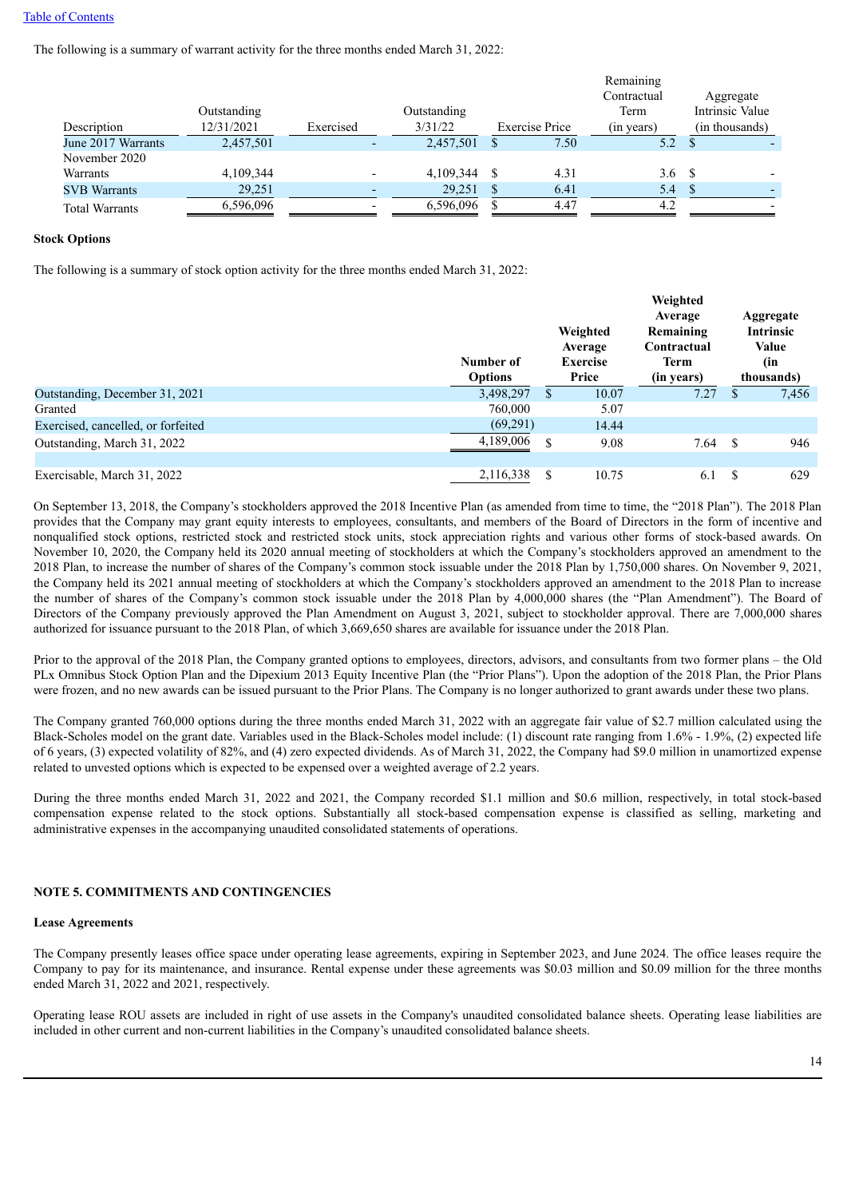[Table of Contents](#)

The following is a summary of warrant activity for the three months ended March 31, 2022:

| Description | Outstanding 12/31/2021 | Exercised | Outstanding 3/31/22 | Exercise Price | Remaining Contractual Term (in years) | Aggregate Intrinsic Value (in thousands) |
|---|---|---|---|---|---|---|
| June 2017 Warrants | 2,457,501 | - | 2,457,501 | $ 7.50 | 5.2 | $ - |
| November 2020 Warrants | 4,109,344 | - | 4,109,344 | $ 4.31 | 3.6 | $ - |
| SVB Warrants | 29,251 | - | 29,251 | $ 6.41 | 5.4 | $ - |
| Total Warrants | 6,596,096 | - | 6,596,096 | $ 4.47 | 4.2 | - |

**Stock Options**

The following is a summary of stock option activity for the three months ended March 31, 2022:

| | Number of Options | Weighted Average Exercise Price | Weighted Average Remaining Contractual Term (in years) | Aggregate Intrinsic Value (in thousands) |
|---|---|---|---|---|
| Outstanding, December 31, 2021 | 3,498,297 | $ 10.07 | 7.27 | $ 7,456 |
| Granted | 760,000 | 5.07 | | |
| Exercised, cancelled, or forfeited | (69,291) | 14.44 | | |
| Outstanding, March 31, 2022 | 4,189,006 | $ 9.08 | 7.64 | $ 946 |
| | | | | |
| Exercisable, March 31, 2022 | 2,116,338 | $ 10.75 | 6.1 | $ 629 |

On September 13, 2018, the Company's stockholders approved the 2018 Incentive Plan (as amended from time to time, the "2018 Plan"). The 2018 Plan provides that the Company may grant equity interests to employees, consultants, and members of the Board of Directors in the form of incentive and nonqualified stock options, restricted stock and restricted stock units, stock appreciation rights and various other forms of stock-based awards. On November 10, 2020, the Company held its 2020 annual meeting of stockholders at which the Company's stockholders approved an amendment to the 2018 Plan, to increase the number of shares of the Company's common stock issuable under the 2018 Plan by 1,750,000 shares. On November 9, 2021, the Company held its 2021 annual meeting of stockholders at which the Company's stockholders approved an amendment to the 2018 Plan to increase the number of shares of the Company's common stock issuable under the 2018 Plan by 4,000,000 shares (the "Plan Amendment"). The Board of Directors of the Company previously approved the Plan Amendment on August 3, 2021, subject to stockholder approval. There are 7,000,000 shares authorized for issuance pursuant to the 2018 Plan, of which 3,669,650 shares are available for issuance under the 2018 Plan.

Prior to the approval of the 2018 Plan, the Company granted options to employees, directors, advisors, and consultants from two former plans – the Old PLx Omnibus Stock Option Plan and the Dipexium 2013 Equity Incentive Plan (the "Prior Plans"). Upon the adoption of the 2018 Plan, the Prior Plans were frozen, and no new awards can be issued pursuant to the Prior Plans. The Company is no longer authorized to grant awards under these two plans.

The Company granted 760,000 options during the three months ended March 31, 2022 with an aggregate fair value of $2.7 million calculated using the Black-Scholes model on the grant date. Variables used in the Black-Scholes model include: (1) discount rate ranging from 1.6% - 1.9%, (2) expected life of 6 years, (3) expected volatility of 82%, and (4) zero expected dividends. As of March 31, 2022, the Company had $9.0 million in unamortized expense related to unvested options which is expected to be expensed over a weighted average of 2.2 years.

During the three months ended March 31, 2022 and 2021, the Company recorded $1.1 million and $0.6 million, respectively, in total stock-based compensation expense related to the stock options. Substantially all stock-based compensation expense is classified as selling, marketing and administrative expenses in the accompanying unaudited consolidated statements of operations.

## NOTE 5. COMMITMENTS AND CONTINGENCIES

**Lease Agreements**

The Company presently leases office space under operating lease agreements, expiring in September 2023, and June 2024. The office leases require the Company to pay for its maintenance, and insurance. Rental expense under these agreements was $0.03 million and $0.09 million for the three months ended March 31, 2022 and 2021, respectively.

Operating lease ROU assets are included in right of use assets in the Company's unaudited consolidated balance sheets. Operating lease liabilities are included in other current and non-current liabilities in the Company's unaudited consolidated balance sheets.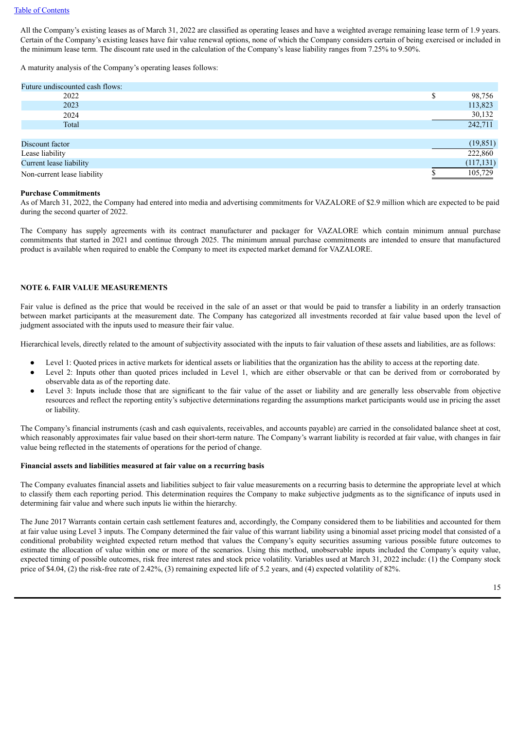All the Company's existing leases as of March 31, 2022 are classified as operating leases and have a weighted average remaining lease term of 1.9 years. Certain of the Company's existing leases have fair value renewal options, none of which the Company considers certain of being exercised or included in the minimum lease term. The discount rate used in the calculation of the Company's lease liability ranges from 7.25% to 9.50%.

A maturity analysis of the Company's operating leases follows:

| | |
|---|---|
| Future undiscounted cash flows: | |
| 2022 | $ 98,756 |
| 2023 | 113,823 |
| 2024 | 30,132 |
| Total | 242,711 |
| | |
| Discount factor | (19,851) |
| Lease liability | 222,860 |
| Current lease liability | (117,131) |
| Non-current lease liability | $ 105,729 |

**Purchase Commitments**

As of March 31, 2022, the Company had entered into media and advertising commitments for VAZALORE of $2.9 million which are expected to be paid during the second quarter of 2022.

The Company has supply agreements with its contract manufacturer and packager for VAZALORE which contain minimum annual purchase commitments that started in 2021 and continue through 2025. The minimum annual purchase commitments are intended to ensure that manufactured product is available when required to enable the Company to meet its expected market demand for VAZALORE.

## NOTE 6. FAIR VALUE MEASUREMENTS

Fair value is defined as the price that would be received in the sale of an asset or that would be paid to transfer a liability in an orderly transaction between market participants at the measurement date. The Company has categorized all investments recorded at fair value based upon the level of judgment associated with the inputs used to measure their fair value.

Hierarchical levels, directly related to the amount of subjectivity associated with the inputs to fair valuation of these assets and liabilities, are as follows:

- Level 1: Quoted prices in active markets for identical assets or liabilities that the organization has the ability to access at the reporting date.
- Level 2: Inputs other than quoted prices included in Level 1, which are either observable or that can be derived from or corroborated by observable data as of the reporting date.
- Level 3: Inputs include those that are significant to the fair value of the asset or liability and are generally less observable from objective resources and reflect the reporting entity's subjective determinations regarding the assumptions market participants would use in pricing the asset or liability.

The Company's financial instruments (cash and cash equivalents, receivables, and accounts payable) are carried in the consolidated balance sheet at cost, which reasonably approximates fair value based on their short-term nature. The Company's warrant liability is recorded at fair value, with changes in fair value being reflected in the statements of operations for the period of change.

**Financial assets and liabilities measured at fair value on a recurring basis**

The Company evaluates financial assets and liabilities subject to fair value measurements on a recurring basis to determine the appropriate level at which to classify them each reporting period. This determination requires the Company to make subjective judgments as to the significance of inputs used in determining fair value and where such inputs lie within the hierarchy.

The June 2017 Warrants contain certain cash settlement features and, accordingly, the Company considered them to be liabilities and accounted for them at fair value using Level 3 inputs. The Company determined the fair value of this warrant liability using a binomial asset pricing model that consisted of a conditional probability weighted expected return method that values the Company's equity securities assuming various possible future outcomes to estimate the allocation of value within one or more of the scenarios. Using this method, unobservable inputs included the Company's equity value, expected timing of possible outcomes, risk free interest rates and stock price volatility. Variables used at March 31, 2022 include: (1) the Company stock price of $4.04, (2) the risk-free rate of 2.42%, (3) remaining expected life of 5.2 years, and (4) expected volatility of 82%.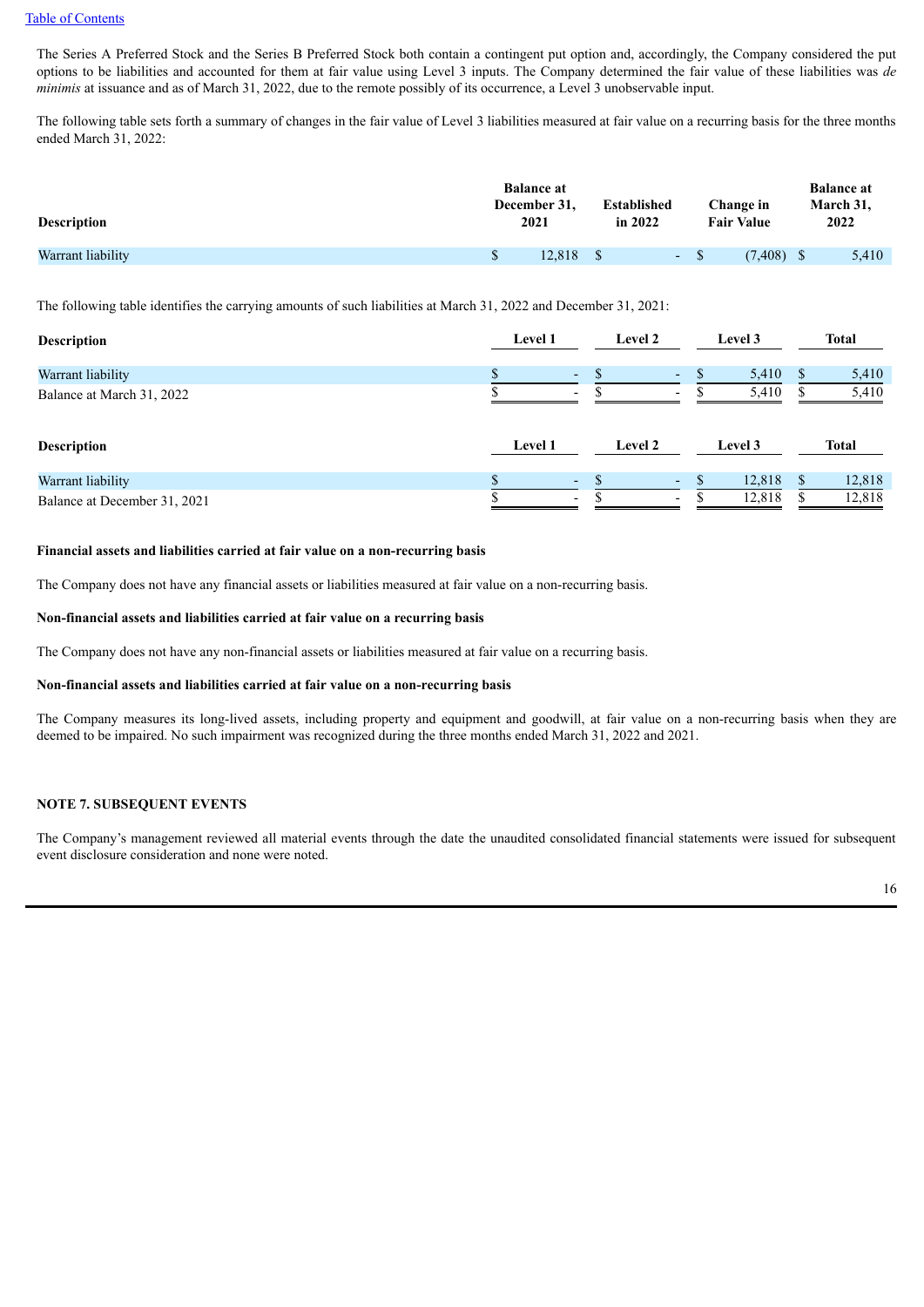The Series A Preferred Stock and the Series B Preferred Stock both contain a contingent put option and, accordingly, the Company considered the put options to be liabilities and accounted for them at fair value using Level 3 inputs. The Company determined the fair value of these liabilities was *de minimis* at issuance and as of March 31, 2022, due to the remote possibly of its occurrence, a Level 3 unobservable input.

The following table sets forth a summary of changes in the fair value of Level 3 liabilities measured at fair value on a recurring basis for the three months ended March 31, 2022:

| Description | Balance at December 31, 2021 | Established in 2022 | Change in Fair Value | Balance at March 31, 2022 |
|---|---|---|---|---|
| Warrant liability | $ 12,818 | $ - | $ (7,408) | $ 5,410 |

The following table identifies the carrying amounts of such liabilities at March 31, 2022 and December 31, 2021:

| Description | Level 1 | Level 2 | Level 3 | Total |
|---|---|---|---|---|
| Warrant liability | $ - | $ - | $ 5,410 | $ 5,410 |
| Balance at March 31, 2022 | $ - | $ - | $ 5,410 | $ 5,410 |

| Description | Level 1 | Level 2 | Level 3 | Total |
|---|---|---|---|---|
| Warrant liability | $ - | $ - | $ 12,818 | $ 12,818 |
| Balance at December 31, 2021 | $ - | $ - | $ 12,818 | $ 12,818 |

**Financial assets and liabilities carried at fair value on a non-recurring basis**

The Company does not have any financial assets or liabilities measured at fair value on a non-recurring basis.

**Non-financial assets and liabilities carried at fair value on a recurring basis**

The Company does not have any non-financial assets or liabilities measured at fair value on a recurring basis.

**Non-financial assets and liabilities carried at fair value on a non-recurring basis**

The Company measures its long-lived assets, including property and equipment and goodwill, at fair value on a non-recurring basis when they are deemed to be impaired. No such impairment was recognized during the three months ended March 31, 2022 and 2021.

**NOTE 7. SUBSEQUENT EVENTS**

The Company's management reviewed all material events through the date the unaudited consolidated financial statements were issued for subsequent event disclosure consideration and none were noted.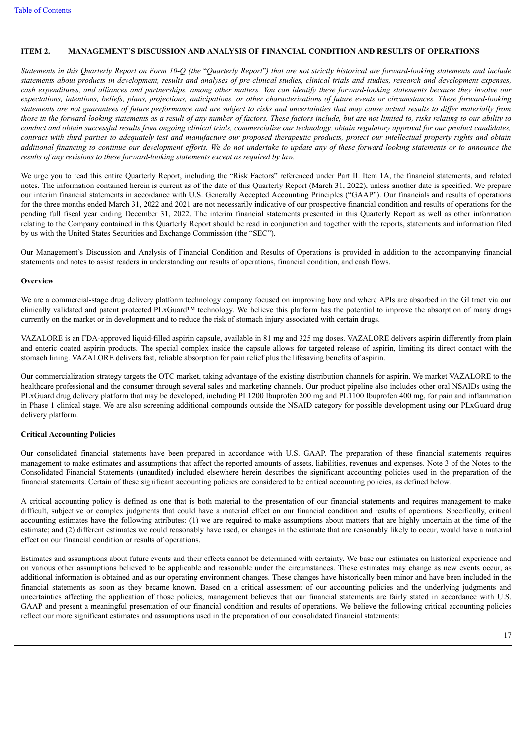[Table of Contents](#)

### ITEM 2. MANAGEMENT'S DISCUSSION AND ANALYSIS OF FINANCIAL CONDITION AND RESULTS OF OPERATIONS

*Statements in this Quarterly Report on Form 10-Q (the "Quarterly Report") that are not strictly historical are forward-looking statements and include statements about products in development, results and analyses of pre-clinical studies, clinical trials and studies, research and development expenses, cash expenditures, and alliances and partnerships, among other matters. You can identify these forward-looking statements because they involve our expectations, intentions, beliefs, plans, projections, anticipations, or other characterizations of future events or circumstances. These forward-looking statements are not guarantees of future performance and are subject to risks and uncertainties that may cause actual results to differ materially from those in the forward-looking statements as a result of any number of factors. These factors include, but are not limited to, risks relating to our ability to conduct and obtain successful results from ongoing clinical trials, commercialize our technology, obtain regulatory approval for our product candidates, contract with third parties to adequately test and manufacture our proposed therapeutic products, protect our intellectual property rights and obtain additional financing to continue our development efforts. We do not undertake to update any of these forward-looking statements or to announce the results of any revisions to these forward-looking statements except as required by law.*

We urge you to read this entire Quarterly Report, including the "Risk Factors" referenced under Part II. Item 1A, the financial statements, and related notes. The information contained herein is current as of the date of this Quarterly Report (March 31, 2022), unless another date is specified. We prepare our interim financial statements in accordance with U.S. Generally Accepted Accounting Principles ("GAAP"). Our financials and results of operations for the three months ended March 31, 2022 and 2021 are not necessarily indicative of our prospective financial condition and results of operations for the pending full fiscal year ending December 31, 2022. The interim financial statements presented in this Quarterly Report as well as other information relating to the Company contained in this Quarterly Report should be read in conjunction and together with the reports, statements and information filed by us with the United States Securities and Exchange Commission (the "SEC").

Our Management's Discussion and Analysis of Financial Condition and Results of Operations is provided in addition to the accompanying financial statements and notes to assist readers in understanding our results of operations, financial condition, and cash flows.

**Overview**

We are a commercial-stage drug delivery platform technology company focused on improving how and where APIs are absorbed in the GI tract via our clinically validated and patent protected PLxGuard™ technology. We believe this platform has the potential to improve the absorption of many drugs currently on the market or in development and to reduce the risk of stomach injury associated with certain drugs.

VAZALORE is an FDA-approved liquid-filled aspirin capsule, available in 81 mg and 325 mg doses. VAZALORE delivers aspirin differently from plain and enteric coated aspirin products. The special complex inside the capsule allows for targeted release of aspirin, limiting its direct contact with the stomach lining. VAZALORE delivers fast, reliable absorption for pain relief plus the lifesaving benefits of aspirin.

Our commercialization strategy targets the OTC market, taking advantage of the existing distribution channels for aspirin. We market VAZALORE to the healthcare professional and the consumer through several sales and marketing channels. Our product pipeline also includes other oral NSAIDs using the PLxGuard drug delivery platform that may be developed, including PL1200 Ibuprofen 200 mg and PL1100 Ibuprofen 400 mg, for pain and inflammation in Phase 1 clinical stage. We are also screening additional compounds outside the NSAID category for possible development using our PLxGuard drug delivery platform.

**Critical Accounting Policies**

Our consolidated financial statements have been prepared in accordance with U.S. GAAP. The preparation of these financial statements requires management to make estimates and assumptions that affect the reported amounts of assets, liabilities, revenues and expenses. Note 3 of the Notes to the Consolidated Financial Statements (unaudited) included elsewhere herein describes the significant accounting policies used in the preparation of the financial statements. Certain of these significant accounting policies are considered to be critical accounting policies, as defined below.

A critical accounting policy is defined as one that is both material to the presentation of our financial statements and requires management to make difficult, subjective or complex judgments that could have a material effect on our financial condition and results of operations. Specifically, critical accounting estimates have the following attributes: (1) we are required to make assumptions about matters that are highly uncertain at the time of the estimate; and (2) different estimates we could reasonably have used, or changes in the estimate that are reasonably likely to occur, would have a material effect on our financial condition or results of operations.

Estimates and assumptions about future events and their effects cannot be determined with certainty. We base our estimates on historical experience and on various other assumptions believed to be applicable and reasonable under the circumstances. These estimates may change as new events occur, as additional information is obtained and as our operating environment changes. These changes have historically been minor and have been included in the financial statements as soon as they became known. Based on a critical assessment of our accounting policies and the underlying judgments and uncertainties affecting the application of those policies, management believes that our financial statements are fairly stated in accordance with U.S. GAAP and present a meaningful presentation of our financial condition and results of operations. We believe the following critical accounting policies reflect our more significant estimates and assumptions used in the preparation of our consolidated financial statements: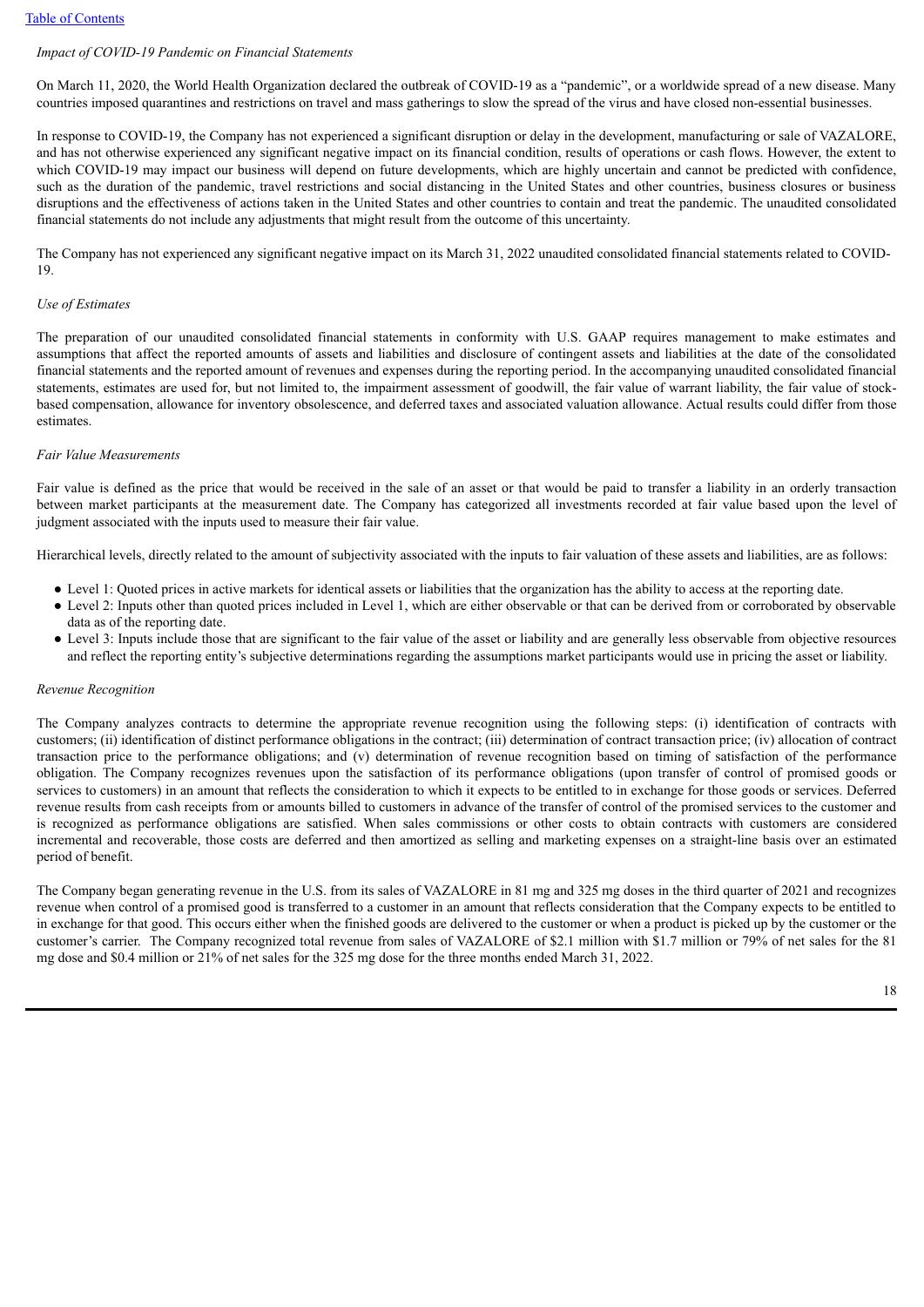*Impact of COVID-19 Pandemic on Financial Statements*

On March 11, 2020, the World Health Organization declared the outbreak of COVID-19 as a "pandemic", or a worldwide spread of a new disease. Many countries imposed quarantines and restrictions on travel and mass gatherings to slow the spread of the virus and have closed non-essential businesses.

In response to COVID-19, the Company has not experienced a significant disruption or delay in the development, manufacturing or sale of VAZALORE, and has not otherwise experienced any significant negative impact on its financial condition, results of operations or cash flows. However, the extent to which COVID-19 may impact our business will depend on future developments, which are highly uncertain and cannot be predicted with confidence, such as the duration of the pandemic, travel restrictions and social distancing in the United States and other countries, business closures or business disruptions and the effectiveness of actions taken in the United States and other countries to contain and treat the pandemic. The unaudited consolidated financial statements do not include any adjustments that might result from the outcome of this uncertainty.

The Company has not experienced any significant negative impact on its March 31, 2022 unaudited consolidated financial statements related to COVID-19.

*Use of Estimates*

The preparation of our unaudited consolidated financial statements in conformity with U.S. GAAP requires management to make estimates and assumptions that affect the reported amounts of assets and liabilities and disclosure of contingent assets and liabilities at the date of the consolidated financial statements and the reported amount of revenues and expenses during the reporting period. In the accompanying unaudited consolidated financial statements, estimates are used for, but not limited to, the impairment assessment of goodwill, the fair value of warrant liability, the fair value of stock-based compensation, allowance for inventory obsolescence, and deferred taxes and associated valuation allowance. Actual results could differ from those estimates.

*Fair Value Measurements*

Fair value is defined as the price that would be received in the sale of an asset or that would be paid to transfer a liability in an orderly transaction between market participants at the measurement date. The Company has categorized all investments recorded at fair value based upon the level of judgment associated with the inputs used to measure their fair value.

Hierarchical levels, directly related to the amount of subjectivity associated with the inputs to fair valuation of these assets and liabilities, are as follows:

- Level 1: Quoted prices in active markets for identical assets or liabilities that the organization has the ability to access at the reporting date.
- Level 2: Inputs other than quoted prices included in Level 1, which are either observable or that can be derived from or corroborated by observable data as of the reporting date.
- Level 3: Inputs include those that are significant to the fair value of the asset or liability and are generally less observable from objective resources and reflect the reporting entity's subjective determinations regarding the assumptions market participants would use in pricing the asset or liability.

*Revenue Recognition*

The Company analyzes contracts to determine the appropriate revenue recognition using the following steps: (i) identification of contracts with customers; (ii) identification of distinct performance obligations in the contract; (iii) determination of contract transaction price; (iv) allocation of contract transaction price to the performance obligations; and (v) determination of revenue recognition based on timing of satisfaction of the performance obligation. The Company recognizes revenues upon the satisfaction of its performance obligations (upon transfer of control of promised goods or services to customers) in an amount that reflects the consideration to which it expects to be entitled to in exchange for those goods or services. Deferred revenue results from cash receipts from or amounts billed to customers in advance of the transfer of control of the promised services to the customer and is recognized as performance obligations are satisfied. When sales commissions or other costs to obtain contracts with customers are considered incremental and recoverable, those costs are deferred and then amortized as selling and marketing expenses on a straight-line basis over an estimated period of benefit.

The Company began generating revenue in the U.S. from its sales of VAZALORE in 81 mg and 325 mg doses in the third quarter of 2021 and recognizes revenue when control of a promised good is transferred to a customer in an amount that reflects consideration that the Company expects to be entitled to in exchange for that good. This occurs either when the finished goods are delivered to the customer or when a product is picked up by the customer or the customer's carrier. The Company recognized total revenue from sales of VAZALORE of $2.1 million with $1.7 million or 79% of net sales for the 81 mg dose and $0.4 million or 21% of net sales for the 325 mg dose for the three months ended March 31, 2022.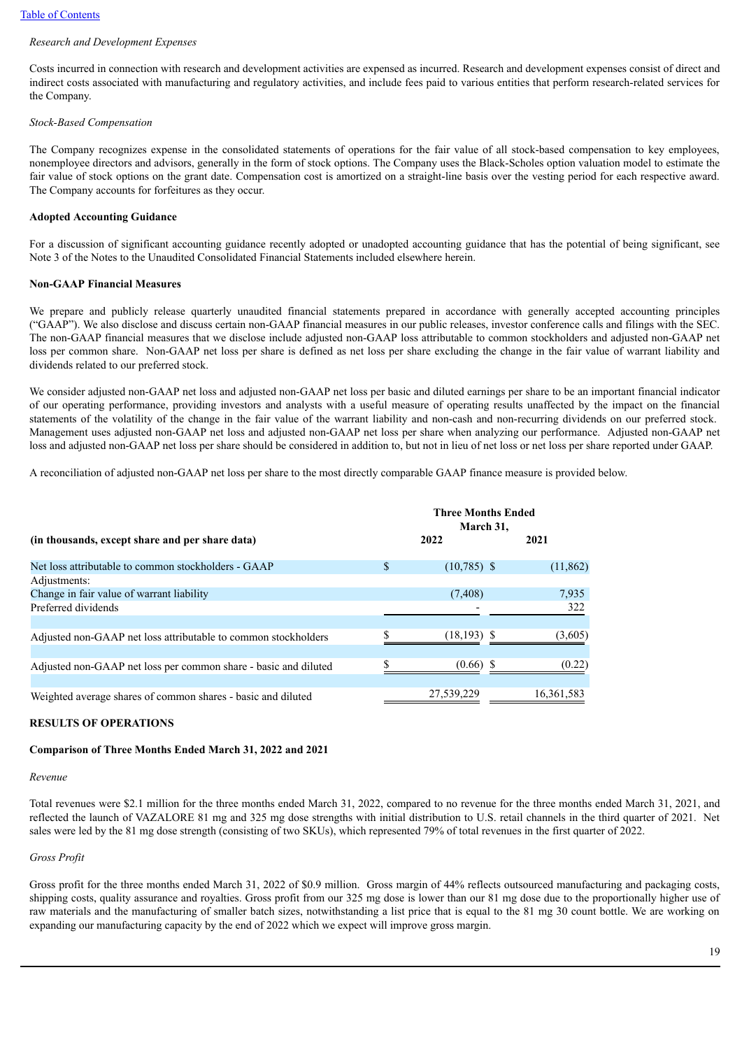*Research and Development Expenses*

Costs incurred in connection with research and development activities are expensed as incurred. Research and development expenses consist of direct and indirect costs associated with manufacturing and regulatory activities, and include fees paid to various entities that perform research-related services for the Company.

*Stock-Based Compensation*

The Company recognizes expense in the consolidated statements of operations for the fair value of all stock-based compensation to key employees, nonemployee directors and advisors, generally in the form of stock options. The Company uses the Black-Scholes option valuation model to estimate the fair value of stock options on the grant date. Compensation cost is amortized on a straight-line basis over the vesting period for each respective award. The Company accounts for forfeitures as they occur.

**Adopted Accounting Guidance**

For a discussion of significant accounting guidance recently adopted or unadopted accounting guidance that has the potential of being significant, see Note 3 of the Notes to the Unaudited Consolidated Financial Statements included elsewhere herein.

**Non-GAAP Financial Measures**

We prepare and publicly release quarterly unaudited financial statements prepared in accordance with generally accepted accounting principles ("GAAP"). We also disclose and discuss certain non-GAAP financial measures in our public releases, investor conference calls and filings with the SEC. The non-GAAP financial measures that we disclose include adjusted non-GAAP loss attributable to common stockholders and adjusted non-GAAP net loss per common share. Non-GAAP net loss per share is defined as net loss per share excluding the change in the fair value of warrant liability and dividends related to our preferred stock.

We consider adjusted non-GAAP net loss and adjusted non-GAAP net loss per basic and diluted earnings per share to be an important financial indicator of our operating performance, providing investors and analysts with a useful measure of operating results unaffected by the impact on the financial statements of the volatility of the change in the fair value of the warrant liability and non-cash and non-recurring dividends on our preferred stock. Management uses adjusted non-GAAP net loss and adjusted non-GAAP net loss per share when analyzing our performance. Adjusted non-GAAP net loss and adjusted non-GAAP net loss per share should be considered in addition to, but not in lieu of net loss or net loss per share reported under GAAP.

A reconciliation of adjusted non-GAAP net loss per share to the most directly comparable GAAP finance measure is provided below.

| (in thousands, except share and per share data) | Three Months Ended March 31, 2022 | Three Months Ended March 31, 2021 |
|---|---|---|
| Net loss attributable to common stockholders - GAAP | $ (10,785) | $ (11,862) |
| Adjustments: | | |
| Change in fair value of warrant liability | (7,408) | 7,935 |
| Preferred dividends | - | 322 |
| Adjusted non-GAAP net loss attributable to common stockholders | $ (18,193) | $ (3,605) |
| Adjusted non-GAAP net loss per common share - basic and diluted | $ (0.66) | $ (0.22) |
| Weighted average shares of common shares - basic and diluted | 27,539,229 | 16,361,583 |

**RESULTS OF OPERATIONS**

**Comparison of Three Months Ended March 31, 2022 and 2021**

*Revenue*

Total revenues were $2.1 million for the three months ended March 31, 2022, compared to no revenue for the three months ended March 31, 2021, and reflected the launch of VAZALORE 81 mg and 325 mg dose strengths with initial distribution to U.S. retail channels in the third quarter of 2021. Net sales were led by the 81 mg dose strength (consisting of two SKUs), which represented 79% of total revenues in the first quarter of 2022.

*Gross Profit*

Gross profit for the three months ended March 31, 2022 of $0.9 million. Gross margin of 44% reflects outsourced manufacturing and packaging costs, shipping costs, quality assurance and royalties. Gross profit from our 325 mg dose is lower than our 81 mg dose due to the proportionally higher use of raw materials and the manufacturing of smaller batch sizes, notwithstanding a list price that is equal to the 81 mg 30 count bottle. We are working on expanding our manufacturing capacity by the end of 2022 which we expect will improve gross margin.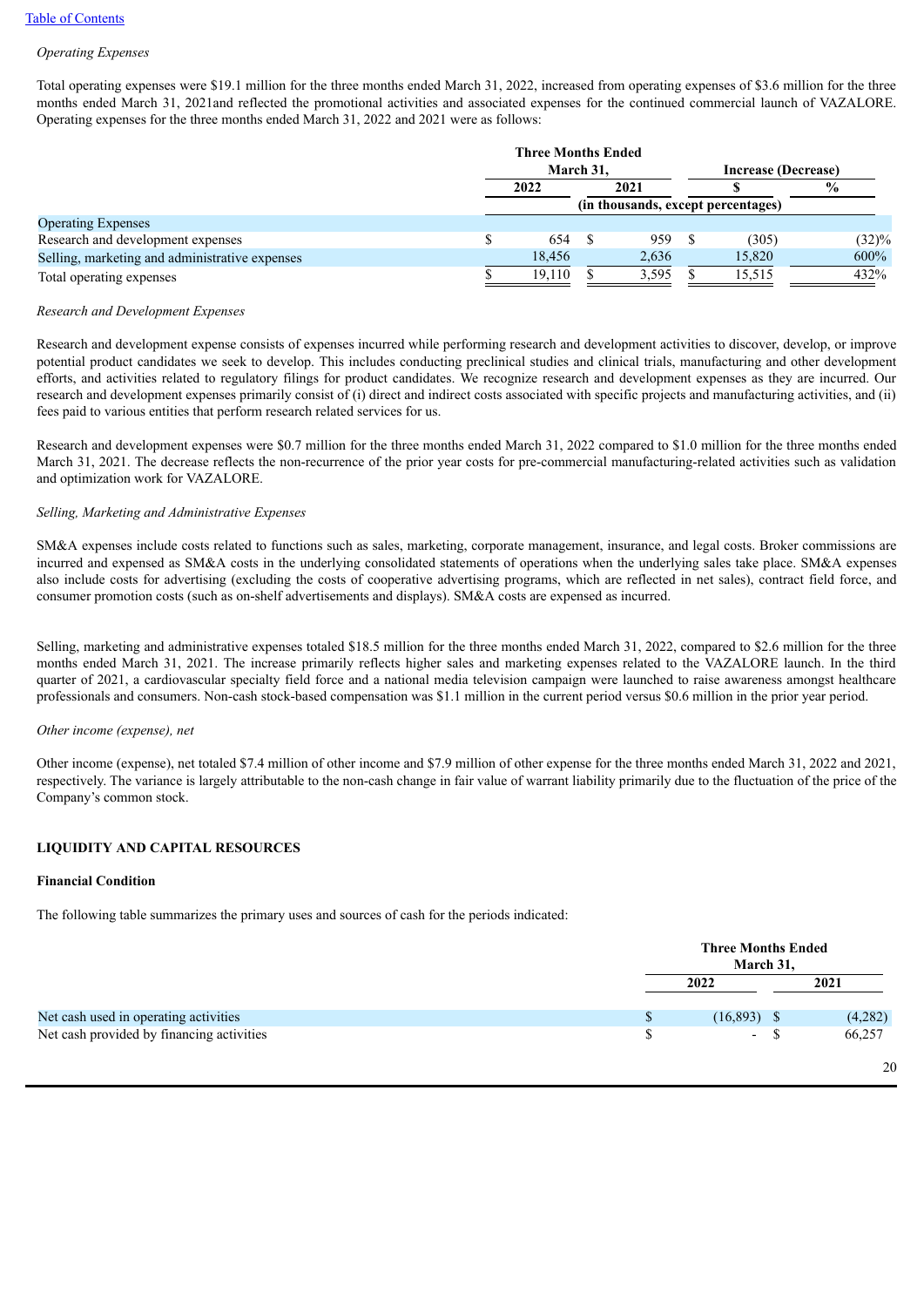[Table of Contents](#)

*Operating Expenses*

Total operating expenses were $19.1 million for the three months ended March 31, 2022, increased from operating expenses of $3.6 million for the three months ended March 31, 2021and reflected the promotional activities and associated expenses for the continued commercial launch of VAZALORE. Operating expenses for the three months ended March 31, 2022 and 2021 were as follows:

| | Three Months Ended March 31, | | Increase (Decrease) | |
|---|---|---|---|---|
| | 2022 | 2021 | $ | % |
| | (in thousands, except percentages) | | | |
| Operating Expenses | | | | |
| Research and development expenses | $ 654 | $ 959 | $ (305) | (32)% |
| Selling, marketing and administrative expenses | 18,456 | 2,636 | 15,820 | 600% |
| Total operating expenses | $ 19,110 | $ 3,595 | $ 15,515 | 432% |

*Research and Development Expenses*

Research and development expense consists of expenses incurred while performing research and development activities to discover, develop, or improve potential product candidates we seek to develop. This includes conducting preclinical studies and clinical trials, manufacturing and other development efforts, and activities related to regulatory filings for product candidates. We recognize research and development expenses as they are incurred. Our research and development expenses primarily consist of (i) direct and indirect costs associated with specific projects and manufacturing activities, and (ii) fees paid to various entities that perform research related services for us.

Research and development expenses were $0.7 million for the three months ended March 31, 2022 compared to $1.0 million for the three months ended March 31, 2021. The decrease reflects the non-recurrence of the prior year costs for pre-commercial manufacturing-related activities such as validation and optimization work for VAZALORE.

*Selling, Marketing and Administrative Expenses*

SM&A expenses include costs related to functions such as sales, marketing, corporate management, insurance, and legal costs. Broker commissions are incurred and expensed as SM&A costs in the underlying consolidated statements of operations when the underlying sales take place. SM&A expenses also include costs for advertising (excluding the costs of cooperative advertising programs, which are reflected in net sales), contract field force, and consumer promotion costs (such as on-shelf advertisements and displays). SM&A costs are expensed as incurred.

Selling, marketing and administrative expenses totaled $18.5 million for the three months ended March 31, 2022, compared to $2.6 million for the three months ended March 31, 2021. The increase primarily reflects higher sales and marketing expenses related to the VAZALORE launch. In the third quarter of 2021, a cardiovascular specialty field force and a national media television campaign were launched to raise awareness amongst healthcare professionals and consumers. Non-cash stock-based compensation was $1.1 million in the current period versus $0.6 million in the prior year period.

*Other income (expense), net*

Other income (expense), net totaled $7.4 million of other income and $7.9 million of other expense for the three months ended March 31, 2022 and 2021, respectively. The variance is largely attributable to the non-cash change in fair value of warrant liability primarily due to the fluctuation of the price of the Company's common stock.

## LIQUIDITY AND CAPITAL RESOURCES

### Financial Condition

The following table summarizes the primary uses and sources of cash for the periods indicated:

| | Three Months Ended March 31, | |
|---|---|---|
| | 2022 | 2021 |
| Net cash used in operating activities | $ (16,893) | $ (4,282) |
| Net cash provided by financing activities | $ - | $ 66,257 |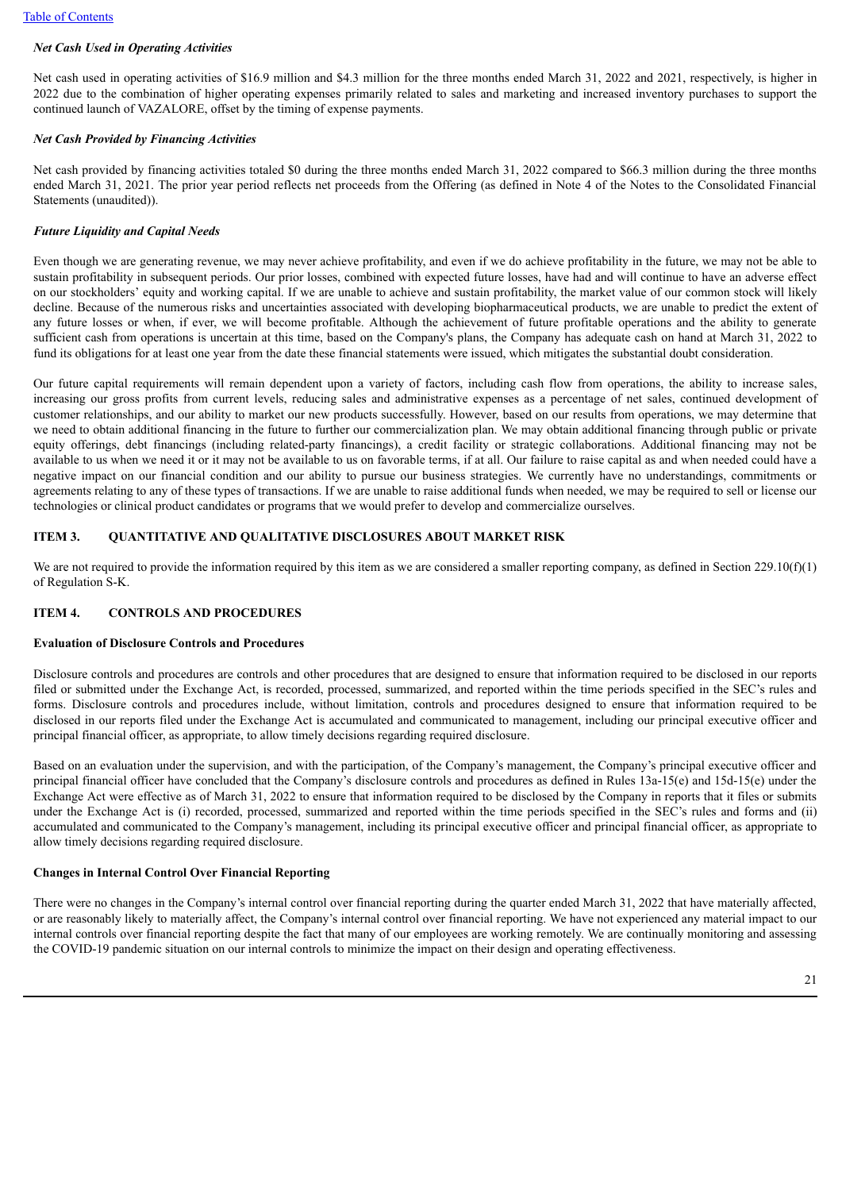### *Net Cash Used in Operating Activities*

Net cash used in operating activities of $16.9 million and $4.3 million for the three months ended March 31, 2022 and 2021, respectively, is higher in 2022 due to the combination of higher operating expenses primarily related to sales and marketing and increased inventory purchases to support the continued launch of VAZALORE, offset by the timing of expense payments.

### *Net Cash Provided by Financing Activities*

Net cash provided by financing activities totaled $0 during the three months ended March 31, 2022 compared to $66.3 million during the three months ended March 31, 2021. The prior year period reflects net proceeds from the Offering (as defined in Note 4 of the Notes to the Consolidated Financial Statements (unaudited)).

### *Future Liquidity and Capital Needs*

Even though we are generating revenue, we may never achieve profitability, and even if we do achieve profitability in the future, we may not be able to sustain profitability in subsequent periods. Our prior losses, combined with expected future losses, have had and will continue to have an adverse effect on our stockholders' equity and working capital. If we are unable to achieve and sustain profitability, the market value of our common stock will likely decline. Because of the numerous risks and uncertainties associated with developing biopharmaceutical products, we are unable to predict the extent of any future losses or when, if ever, we will become profitable. Although the achievement of future profitable operations and the ability to generate sufficient cash from operations is uncertain at this time, based on the Company's plans, the Company has adequate cash on hand at March 31, 2022 to fund its obligations for at least one year from the date these financial statements were issued, which mitigates the substantial doubt consideration.

Our future capital requirements will remain dependent upon a variety of factors, including cash flow from operations, the ability to increase sales, increasing our gross profits from current levels, reducing sales and administrative expenses as a percentage of net sales, continued development of customer relationships, and our ability to market our new products successfully. However, based on our results from operations, we may determine that we need to obtain additional financing in the future to further our commercialization plan. We may obtain additional financing through public or private equity offerings, debt financings (including related-party financings), a credit facility or strategic collaborations. Additional financing may not be available to us when we need it or it may not be available to us on favorable terms, if at all. Our failure to raise capital as and when needed could have a negative impact on our financial condition and our ability to pursue our business strategies. We currently have no understandings, commitments or agreements relating to any of these types of transactions. If we are unable to raise additional funds when needed, we may be required to sell or license our technologies or clinical product candidates or programs that we would prefer to develop and commercialize ourselves.

## ITEM 3. QUANTITATIVE AND QUALITATIVE DISCLOSURES ABOUT MARKET RISK

We are not required to provide the information required by this item as we are considered a smaller reporting company, as defined in Section 229.10(f)(1) of Regulation S-K.

## ITEM 4. CONTROLS AND PROCEDURES

### Evaluation of Disclosure Controls and Procedures

Disclosure controls and procedures are controls and other procedures that are designed to ensure that information required to be disclosed in our reports filed or submitted under the Exchange Act, is recorded, processed, summarized, and reported within the time periods specified in the SEC's rules and forms. Disclosure controls and procedures include, without limitation, controls and procedures designed to ensure that information required to be disclosed in our reports filed under the Exchange Act is accumulated and communicated to management, including our principal executive officer and principal financial officer, as appropriate, to allow timely decisions regarding required disclosure.

Based on an evaluation under the supervision, and with the participation, of the Company's management, the Company's principal executive officer and principal financial officer have concluded that the Company's disclosure controls and procedures as defined in Rules 13a-15(e) and 15d-15(e) under the Exchange Act were effective as of March 31, 2022 to ensure that information required to be disclosed by the Company in reports that it files or submits under the Exchange Act is (i) recorded, processed, summarized and reported within the time periods specified in the SEC's rules and forms and (ii) accumulated and communicated to the Company's management, including its principal executive officer and principal financial officer, as appropriate to allow timely decisions regarding required disclosure.

### Changes in Internal Control Over Financial Reporting

There were no changes in the Company's internal control over financial reporting during the quarter ended March 31, 2022 that have materially affected, or are reasonably likely to materially affect, the Company's internal control over financial reporting. We have not experienced any material impact to our internal controls over financial reporting despite the fact that many of our employees are working remotely. We are continually monitoring and assessing the COVID-19 pandemic situation on our internal controls to minimize the impact on their design and operating effectiveness.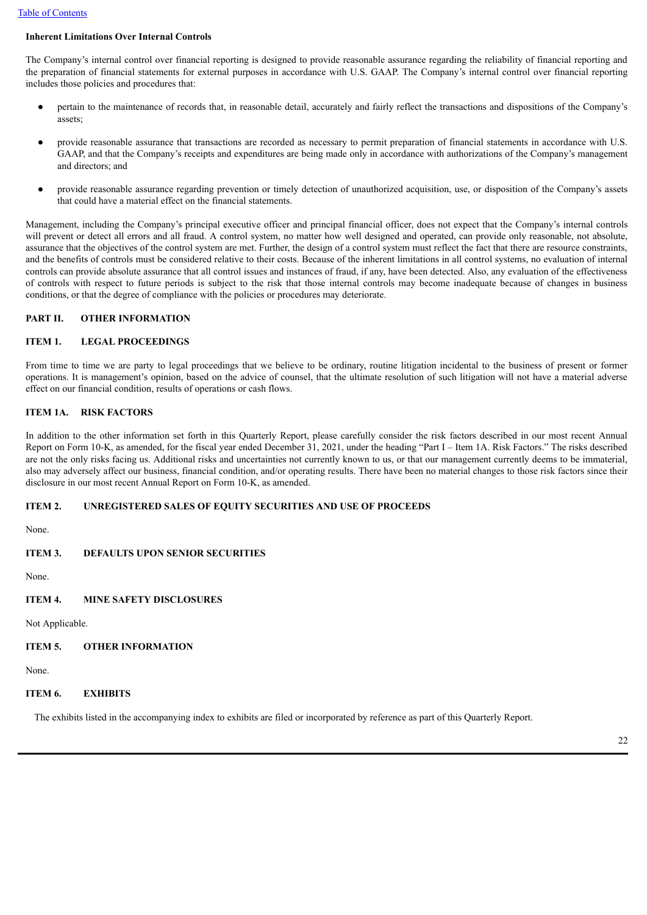**Inherent Limitations Over Internal Controls**

The Company's internal control over financial reporting is designed to provide reasonable assurance regarding the reliability of financial reporting and the preparation of financial statements for external purposes in accordance with U.S. GAAP. The Company's internal control over financial reporting includes those policies and procedures that:

- pertain to the maintenance of records that, in reasonable detail, accurately and fairly reflect the transactions and dispositions of the Company's assets;
- provide reasonable assurance that transactions are recorded as necessary to permit preparation of financial statements in accordance with U.S. GAAP, and that the Company's receipts and expenditures are being made only in accordance with authorizations of the Company's management and directors; and
- provide reasonable assurance regarding prevention or timely detection of unauthorized acquisition, use, or disposition of the Company's assets that could have a material effect on the financial statements.

Management, including the Company's principal executive officer and principal financial officer, does not expect that the Company's internal controls will prevent or detect all errors and all fraud. A control system, no matter how well designed and operated, can provide only reasonable, not absolute, assurance that the objectives of the control system are met. Further, the design of a control system must reflect the fact that there are resource constraints, and the benefits of controls must be considered relative to their costs. Because of the inherent limitations in all control systems, no evaluation of internal controls can provide absolute assurance that all control issues and instances of fraud, if any, have been detected. Also, any evaluation of the effectiveness of controls with respect to future periods is subject to the risk that those internal controls may become inadequate because of changes in business conditions, or that the degree of compliance with the policies or procedures may deteriorate.

## PART II. OTHER INFORMATION

### ITEM 1. LEGAL PROCEEDINGS

From time to time we are party to legal proceedings that we believe to be ordinary, routine litigation incidental to the business of present or former operations. It is management's opinion, based on the advice of counsel, that the ultimate resolution of such litigation will not have a material adverse effect on our financial condition, results of operations or cash flows.

### ITEM 1A. RISK FACTORS

In addition to the other information set forth in this Quarterly Report, please carefully consider the risk factors described in our most recent Annual Report on Form 10-K, as amended, for the fiscal year ended December 31, 2021, under the heading "Part I – Item 1A. Risk Factors." The risks described are not the only risks facing us. Additional risks and uncertainties not currently known to us, or that our management currently deems to be immaterial, also may adversely affect our business, financial condition, and/or operating results. There have been no material changes to those risk factors since their disclosure in our most recent Annual Report on Form 10-K, as amended.

### ITEM 2. UNREGISTERED SALES OF EQUITY SECURITIES AND USE OF PROCEEDS

None.

### ITEM 3. DEFAULTS UPON SENIOR SECURITIES

None.

### ITEM 4. MINE SAFETY DISCLOSURES

Not Applicable.

### ITEM 5. OTHER INFORMATION

None.

### ITEM 6. EXHIBITS

The exhibits listed in the accompanying index to exhibits are filed or incorporated by reference as part of this Quarterly Report.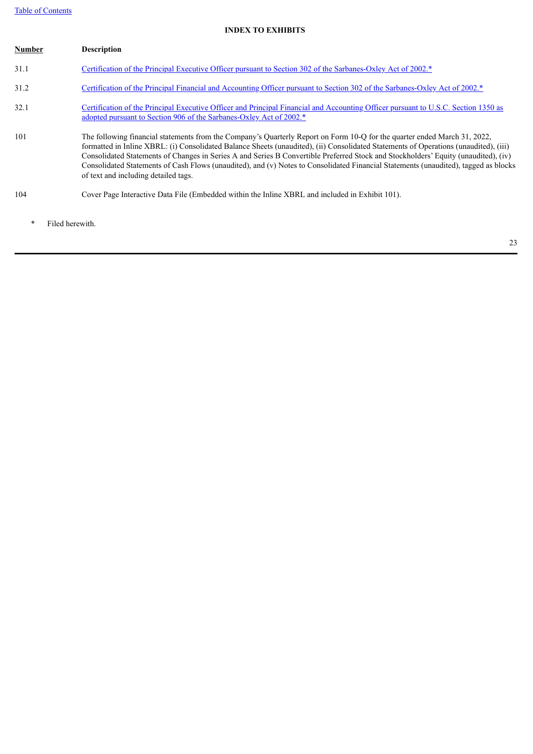**INDEX TO EXHIBITS**

| Number | Description |
| --- | --- |
| 31.1 | Certification of the Principal Executive Officer pursuant to Section 302 of the Sarbanes-Oxley Act of 2002.* |
| 31.2 | Certification of the Principal Financial and Accounting Officer pursuant to Section 302 of the Sarbanes-Oxley Act of 2002.* |
| 32.1 | Certification of the Principal Executive Officer and Principal Financial and Accounting Officer pursuant to U.S.C. Section 1350 as adopted pursuant to Section 906 of the Sarbanes-Oxley Act of 2002.* |
| 101 | The following financial statements from the Company's Quarterly Report on Form 10-Q for the quarter ended March 31, 2022, formatted in Inline XBRL: (i) Consolidated Balance Sheets (unaudited), (ii) Consolidated Statements of Operations (unaudited), (iii) Consolidated Statements of Changes in Series A and Series B Convertible Preferred Stock and Stockholders' Equity (unaudited), (iv) Consolidated Statements of Cash Flows (unaudited), and (v) Notes to Consolidated Financial Statements (unaudited), tagged as blocks of text and including detailed tags. |
| 104 | Cover Page Interactive Data File (Embedded within the Inline XBRL and included in Exhibit 101). |

\* Filed herewith.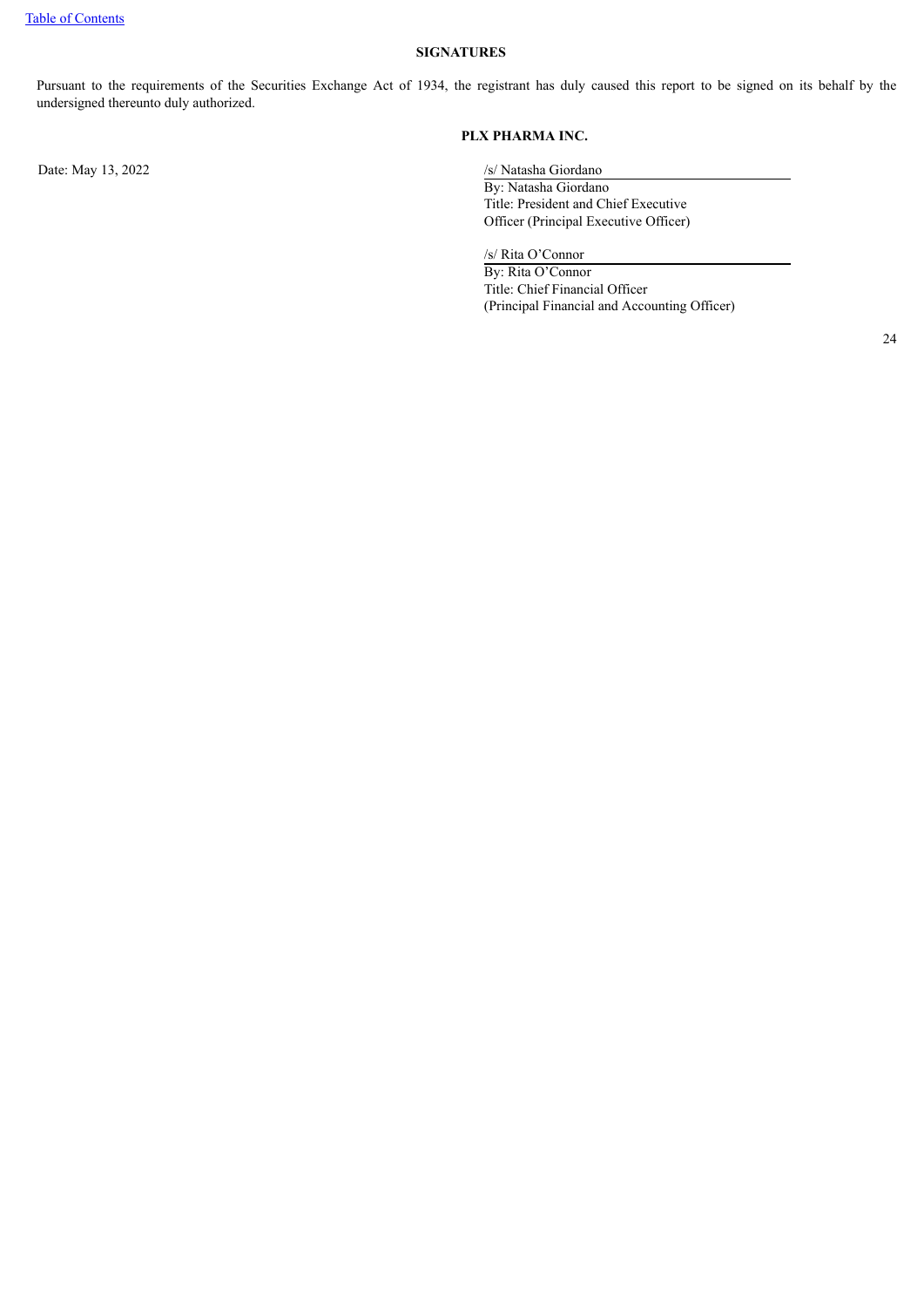## SIGNATURES

Pursuant to the requirements of the Securities Exchange Act of 1934, the registrant has duly caused this report to be signed on its behalf by the undersigned thereunto duly authorized.

**PLX PHARMA INC.**

Date: May 13, 2022

/s/ Natasha Giordano

By: Natasha Giordano
Title: President and Chief Executive Officer (Principal Executive Officer)

/s/ Rita O'Connor

By: Rita O'Connor
Title: Chief Financial Officer
(Principal Financial and Accounting Officer)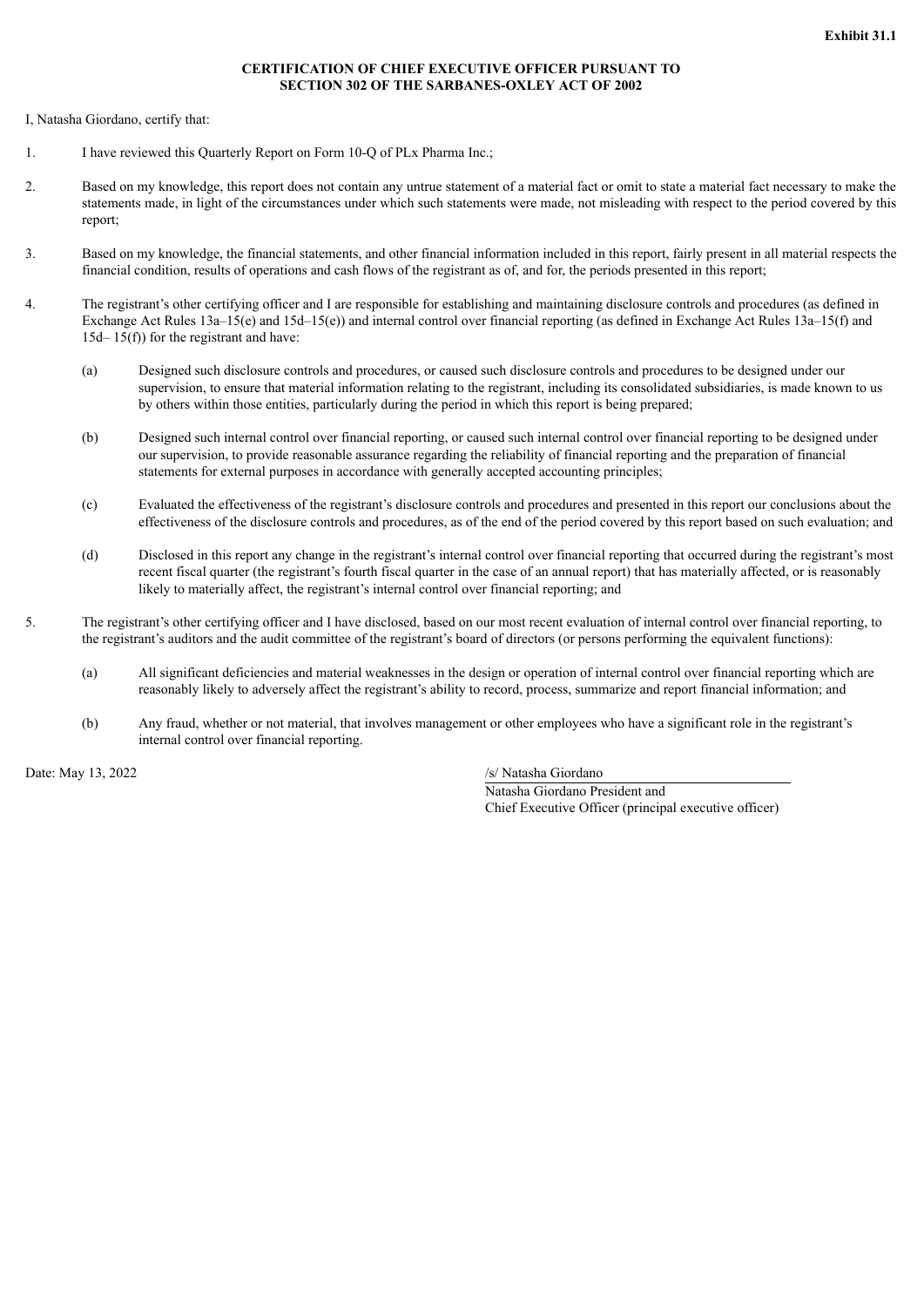**Exhibit 31.1**

**CERTIFICATION OF CHIEF EXECUTIVE OFFICER PURSUANT TO SECTION 302 OF THE SARBANES-OXLEY ACT OF 2002**

I, Natasha Giordano, certify that:

1. I have reviewed this Quarterly Report on Form 10-Q of PLx Pharma Inc.;

2. Based on my knowledge, this report does not contain any untrue statement of a material fact or omit to state a material fact necessary to make the statements made, in light of the circumstances under which such statements were made, not misleading with respect to the period covered by this report;

3. Based on my knowledge, the financial statements, and other financial information included in this report, fairly present in all material respects the financial condition, results of operations and cash flows of the registrant as of, and for, the periods presented in this report;

4. The registrant's other certifying officer and I are responsible for establishing and maintaining disclosure controls and procedures (as defined in Exchange Act Rules 13a–15(e) and 15d–15(e)) and internal control over financial reporting (as defined in Exchange Act Rules 13a–15(f) and 15d– 15(f)) for the registrant and have:

   (a) Designed such disclosure controls and procedures, or caused such disclosure controls and procedures to be designed under our supervision, to ensure that material information relating to the registrant, including its consolidated subsidiaries, is made known to us by others within those entities, particularly during the period in which this report is being prepared;

   (b) Designed such internal control over financial reporting, or caused such internal control over financial reporting to be designed under our supervision, to provide reasonable assurance regarding the reliability of financial reporting and the preparation of financial statements for external purposes in accordance with generally accepted accounting principles;

   (c) Evaluated the effectiveness of the registrant's disclosure controls and procedures and presented in this report our conclusions about the effectiveness of the disclosure controls and procedures, as of the end of the period covered by this report based on such evaluation; and

   (d) Disclosed in this report any change in the registrant's internal control over financial reporting that occurred during the registrant's most recent fiscal quarter (the registrant's fourth fiscal quarter in the case of an annual report) that has materially affected, or is reasonably likely to materially affect, the registrant's internal control over financial reporting; and

5. The registrant's other certifying officer and I have disclosed, based on our most recent evaluation of internal control over financial reporting, to the registrant's auditors and the audit committee of the registrant's board of directors (or persons performing the equivalent functions):

   (a) All significant deficiencies and material weaknesses in the design or operation of internal control over financial reporting which are reasonably likely to adversely affect the registrant's ability to record, process, summarize and report financial information; and

   (b) Any fraud, whether or not material, that involves management or other employees who have a significant role in the registrant's internal control over financial reporting.

Date: May 13, 2022

/s/ Natasha Giordano

Natasha Giordano President and
Chief Executive Officer (principal executive officer)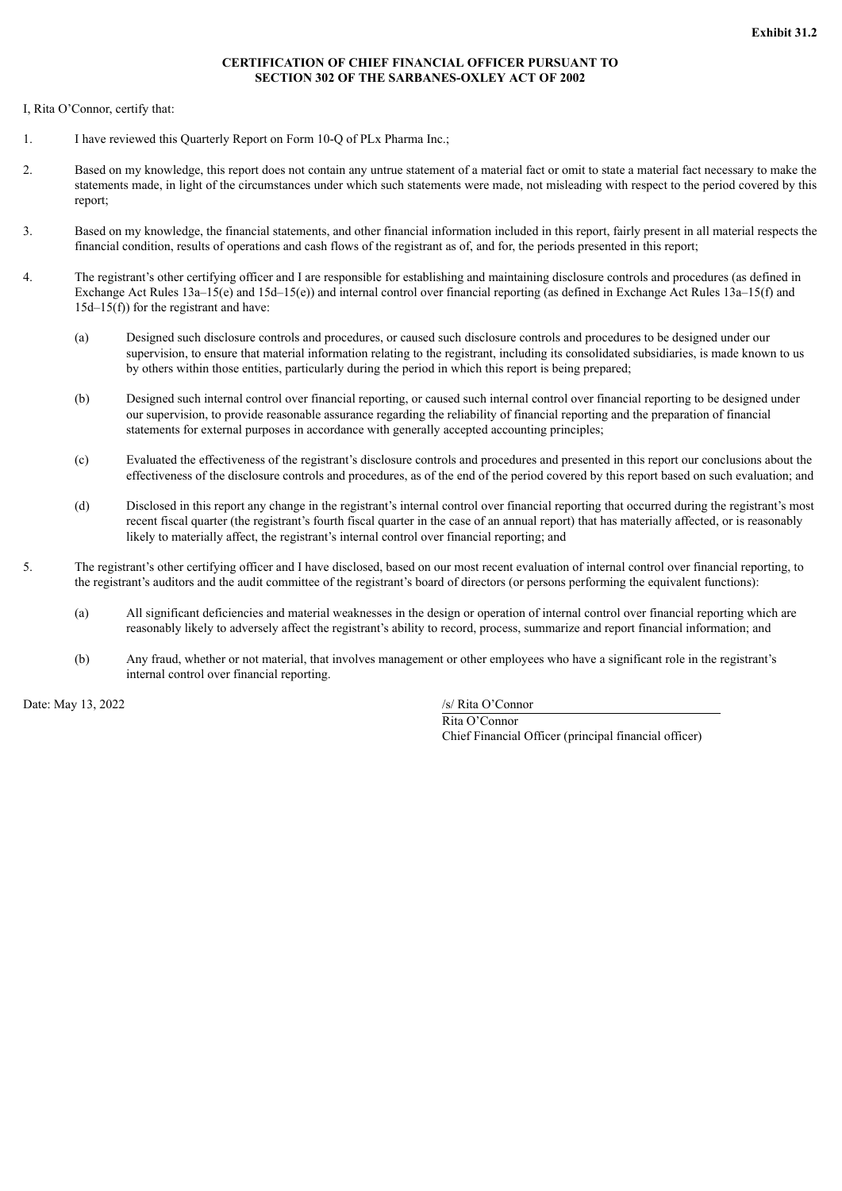**Exhibit 31.2**

**CERTIFICATION OF CHIEF FINANCIAL OFFICER PURSUANT TO SECTION 302 OF THE SARBANES-OXLEY ACT OF 2002**

I, Rita O'Connor, certify that:

1. I have reviewed this Quarterly Report on Form 10-Q of PLx Pharma Inc.;

2. Based on my knowledge, this report does not contain any untrue statement of a material fact or omit to state a material fact necessary to make the statements made, in light of the circumstances under which such statements were made, not misleading with respect to the period covered by this report;

3. Based on my knowledge, the financial statements, and other financial information included in this report, fairly present in all material respects the financial condition, results of operations and cash flows of the registrant as of, and for, the periods presented in this report;

4. The registrant's other certifying officer and I are responsible for establishing and maintaining disclosure controls and procedures (as defined in Exchange Act Rules 13a–15(e) and 15d–15(e)) and internal control over financial reporting (as defined in Exchange Act Rules 13a–15(f) and 15d–15(f)) for the registrant and have:

   (a) Designed such disclosure controls and procedures, or caused such disclosure controls and procedures to be designed under our supervision, to ensure that material information relating to the registrant, including its consolidated subsidiaries, is made known to us by others within those entities, particularly during the period in which this report is being prepared;

   (b) Designed such internal control over financial reporting, or caused such internal control over financial reporting to be designed under our supervision, to provide reasonable assurance regarding the reliability of financial reporting and the preparation of financial statements for external purposes in accordance with generally accepted accounting principles;

   (c) Evaluated the effectiveness of the registrant's disclosure controls and procedures and presented in this report our conclusions about the effectiveness of the disclosure controls and procedures, as of the end of the period covered by this report based on such evaluation; and

   (d) Disclosed in this report any change in the registrant's internal control over financial reporting that occurred during the registrant's most recent fiscal quarter (the registrant's fourth fiscal quarter in the case of an annual report) that has materially affected, or is reasonably likely to materially affect, the registrant's internal control over financial reporting; and

5. The registrant's other certifying officer and I have disclosed, based on our most recent evaluation of internal control over financial reporting, to the registrant's auditors and the audit committee of the registrant's board of directors (or persons performing the equivalent functions):

   (a) All significant deficiencies and material weaknesses in the design or operation of internal control over financial reporting which are reasonably likely to adversely affect the registrant's ability to record, process, summarize and report financial information; and

   (b) Any fraud, whether or not material, that involves management or other employees who have a significant role in the registrant's internal control over financial reporting.

Date: May 13, 2022

/s/ Rita O'Connor
Rita O'Connor
Chief Financial Officer (principal financial officer)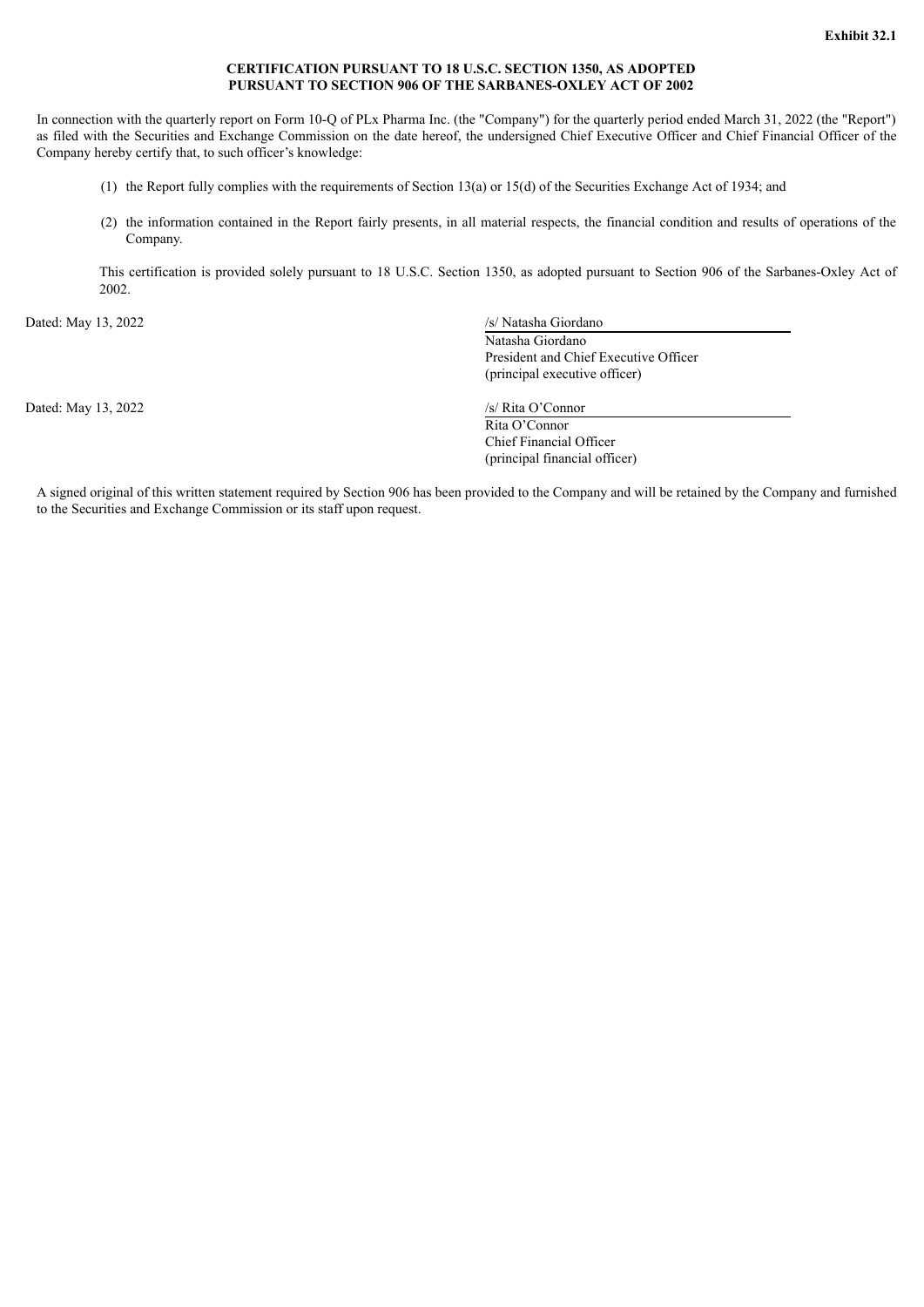**Exhibit 32.1**

**CERTIFICATION PURSUANT TO 18 U.S.C. SECTION 1350, AS ADOPTED PURSUANT TO SECTION 906 OF THE SARBANES-OXLEY ACT OF 2002**

In connection with the quarterly report on Form 10-Q of PLx Pharma Inc. (the "Company") for the quarterly period ended March 31, 2022 (the "Report") as filed with the Securities and Exchange Commission on the date hereof, the undersigned Chief Executive Officer and Chief Financial Officer of the Company hereby certify that, to such officer's knowledge:

(1) the Report fully complies with the requirements of Section 13(a) or 15(d) of the Securities Exchange Act of 1934; and

(2) the information contained in the Report fairly presents, in all material respects, the financial condition and results of operations of the Company.

This certification is provided solely pursuant to 18 U.S.C. Section 1350, as adopted pursuant to Section 906 of the Sarbanes-Oxley Act of 2002.

Dated: May 13, 2022

/s/ Natasha Giordano
Natasha Giordano
President and Chief Executive Officer
(principal executive officer)

Dated: May 13, 2022

/s/ Rita O'Connor
Rita O'Connor
Chief Financial Officer
(principal financial officer)

A signed original of this written statement required by Section 906 has been provided to the Company and will be retained by the Company and furnished to the Securities and Exchange Commission or its staff upon request.